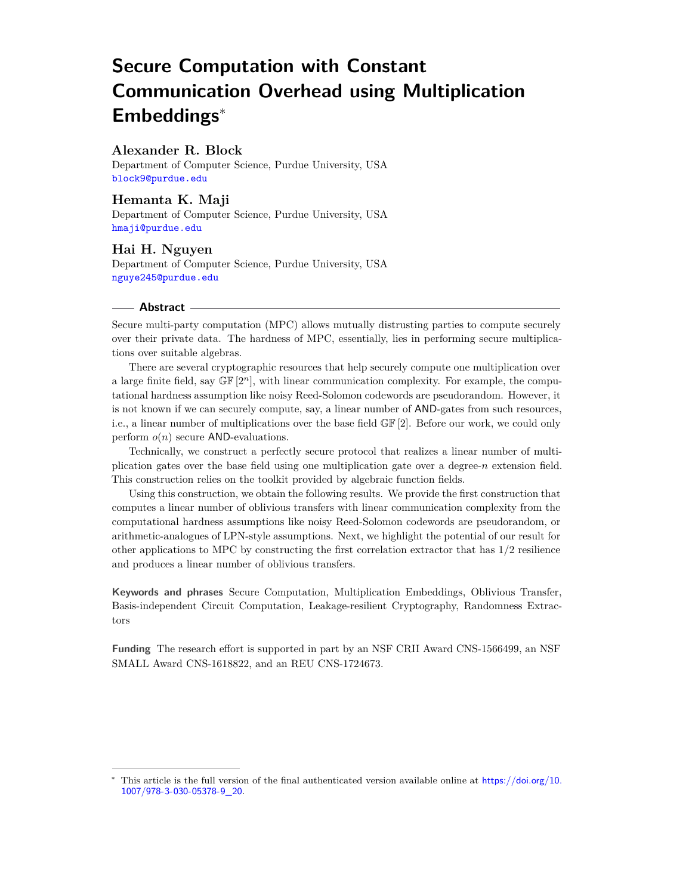# Secure Computation with Constant Communication Overhead using Multiplication Embeddings*

**Alexander R. Block**
Department of Computer Science, Purdue University, USA
block9@purdue.edu

**Hemanta K. Maji**
Department of Computer Science, Purdue University, USA
hmaji@purdue.edu

**Hai H. Nguyen**
Department of Computer Science, Purdue University, USA
nguye245@purdue.edu

## Abstract

Secure multi-party computation (MPC) allows mutually distrusting parties to compute securely over their private data. The hardness of MPC, essentially, lies in performing secure multiplications over suitable algebras.

There are several cryptographic resources that help securely compute one multiplication over a large finite field, say $\mathbb{GF}[2^n]$, with linear communication complexity. For example, the computational hardness assumption like noisy Reed-Solomon codewords are pseudorandom. However, it is not known if we can securely compute, say, a linear number of AND-gates from such resources, i.e., a linear number of multiplications over the base field $\mathbb{GF}[2]$. Before our work, we could only perform $o(n)$ secure AND-evaluations.

Technically, we construct a perfectly secure protocol that realizes a linear number of multiplication gates over the base field using one multiplication gate over a degree-$n$ extension field. This construction relies on the toolkit provided by algebraic function fields.

Using this construction, we obtain the following results. We provide the first construction that computes a linear number of oblivious transfers with linear communication complexity from the computational hardness assumptions like noisy Reed-Solomon codewords are pseudorandom, or arithmetic-analogues of LPN-style assumptions. Next, we highlight the potential of our result for other applications to MPC by constructing the first correlation extractor that has $1/2$ resilience and produces a linear number of oblivious transfers.

**Keywords and phrases** Secure Computation, Multiplication Embeddings, Oblivious Transfer, Basis-independent Circuit Computation, Leakage-resilient Cryptography, Randomness Extractors

**Funding** The research effort is supported in part by an NSF CRII Award CNS-1566499, an NSF SMALL Award CNS-1618822, and an REU CNS-1724673.

---

* This article is the full version of the final authenticated version available online at https://doi.org/10.1007/978-3-030-05378-9_20.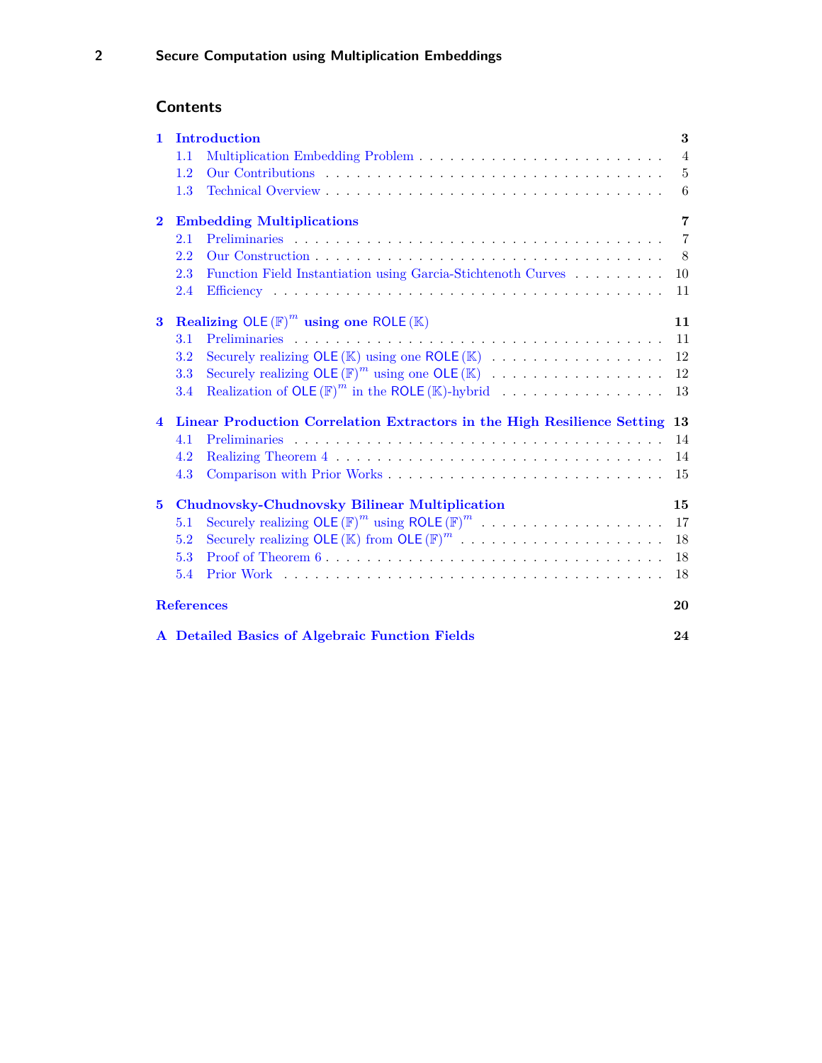## Contents

**1 Introduction** — 3
- 1.1 Multiplication Embedding Problem — 4
- 1.2 Our Contributions — 5
- 1.3 Technical Overview — 6

**2 Embedding Multiplications** — 7
- 2.1 Preliminaries — 7
- 2.2 Our Construction — 8
- 2.3 Function Field Instantiation using Garcia-Stichtenoth Curves — 10
- 2.4 Efficiency — 11

**3 Realizing $\mathsf{OLE}(\mathbb{F})^m$ using one $\mathsf{ROLE}(\mathbb{K})$** — 11
- 3.1 Preliminaries — 11
- 3.2 Securely realizing $\mathsf{OLE}(\mathbb{K})$ using one $\mathsf{ROLE}(\mathbb{K})$ — 12
- 3.3 Securely realizing $\mathsf{OLE}(\mathbb{F})^m$ using one $\mathsf{OLE}(\mathbb{K})$ — 12
- 3.4 Realization of $\mathsf{OLE}(\mathbb{F})^m$ in the $\mathsf{ROLE}(\mathbb{K})$-hybrid — 13

**4 Linear Production Correlation Extractors in the High Resilience Setting** — 13
- 4.1 Preliminaries — 14
- 4.2 Realizing Theorem 4 — 14
- 4.3 Comparison with Prior Works — 15

**5 Chudnovsky-Chudnovsky Bilinear Multiplication** — 15
- 5.1 Securely realizing $\mathsf{OLE}(\mathbb{F})^m$ using $\mathsf{ROLE}(\mathbb{F})^m$ — 17
- 5.2 Securely realizing $\mathsf{OLE}(\mathbb{K})$ from $\mathsf{OLE}(\mathbb{F})^m$ — 18
- 5.3 Proof of Theorem 6 — 18
- 5.4 Prior Work — 18

**References** — 20

**A Detailed Basics of Algebraic Function Fields** — 24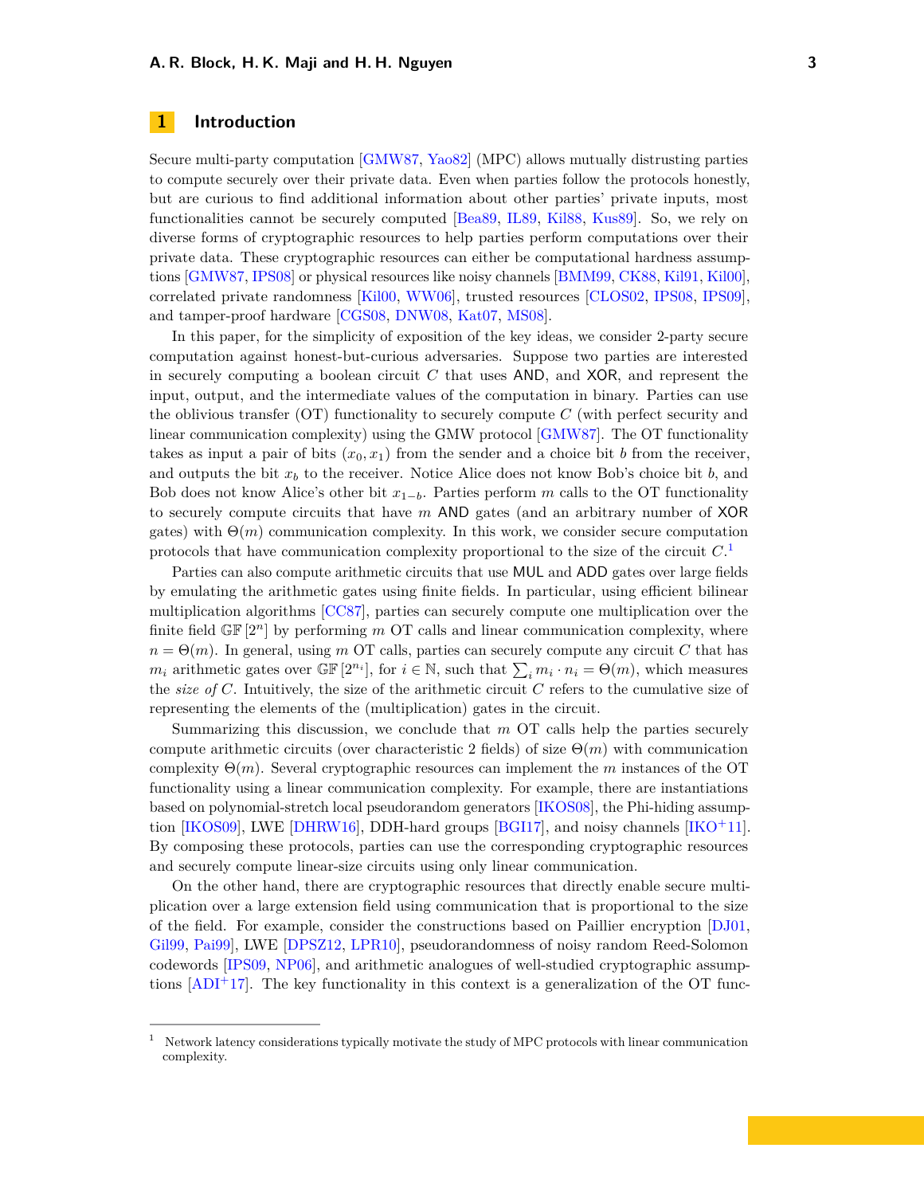# 1 Introduction

Secure multi-party computation [GMW87, Yao82] (MPC) allows mutually distrusting parties to compute securely over their private data. Even when parties follow the protocols honestly, but are curious to find additional information about other parties' private inputs, most functionalities cannot be securely computed [Bea89, IL89, Kil88, Kus89]. So, we rely on diverse forms of cryptographic resources to help parties perform computations over their private data. These cryptographic resources can either be computational hardness assumptions [GMW87, IPS08] or physical resources like noisy channels [BMM99, CK88, Kil91, Kil00], correlated private randomness [Kil00, WW06], trusted resources [CLOS02, IPS08, IPS09], and tamper-proof hardware [CGS08, DNW08, Kat07, MS08].

In this paper, for the simplicity of exposition of the key ideas, we consider 2-party secure computation against honest-but-curious adversaries. Suppose two parties are interested in securely computing a boolean circuit $C$ that uses AND, and XOR, and represent the input, output, and the intermediate values of the computation in binary. Parties can use the oblivious transfer (OT) functionality to securely compute $C$ (with perfect security and linear communication complexity) using the GMW protocol [GMW87]. The OT functionality takes as input a pair of bits $(x_0, x_1)$ from the sender and a choice bit $b$ from the receiver, and outputs the bit $x_b$ to the receiver. Notice Alice does not know Bob's choice bit $b$, and Bob does not know Alice's other bit $x_{1-b}$. Parties perform $m$ calls to the OT functionality to securely compute circuits that have $m$ AND gates (and an arbitrary number of XOR gates) with $\Theta(m)$ communication complexity. In this work, we consider secure computation protocols that have communication complexity proportional to the size of the circuit $C$.[1]

Parties can also compute arithmetic circuits that use MUL and ADD gates over large fields by emulating the arithmetic gates using finite fields. In particular, using efficient bilinear multiplication algorithms [CC87], parties can securely compute one multiplication over the finite field $\mathbb{GF}[2^n]$ by performing $m$ OT calls and linear communication complexity, where $n = \Theta(m)$. In general, using $m$ OT calls, parties can securely compute any circuit $C$ that has $m_i$ arithmetic gates over $\mathbb{GF}[2^{n_i}]$, for $i \in \mathbb{N}$, such that $\sum_i m_i \cdot n_i = \Theta(m)$, which measures the *size of* $C$. Intuitively, the size of the arithmetic circuit $C$ refers to the cumulative size of representing the elements of the (multiplication) gates in the circuit.

Summarizing this discussion, we conclude that $m$ OT calls help the parties securely compute arithmetic circuits (over characteristic 2 fields) of size $\Theta(m)$ with communication complexity $\Theta(m)$. Several cryptographic resources can implement the $m$ instances of the OT functionality using a linear communication complexity. For example, there are instantiations based on polynomial-stretch local pseudorandom generators [IKOS08], the Phi-hiding assumption [IKOS09], LWE [DHRW16], DDH-hard groups [BGI17], and noisy channels [IKO+11]. By composing these protocols, parties can use the corresponding cryptographic resources and securely compute linear-size circuits using only linear communication.

On the other hand, there are cryptographic resources that directly enable secure multiplication over a large extension field using communication that is proportional to the size of the field. For example, consider the constructions based on Paillier encryption [DJ01, Gil99, Pai99], LWE [DPSZ12, LPR10], pseudorandomness of noisy random Reed-Solomon codewords [IPS09, NP06], and arithmetic analogues of well-studied cryptographic assumptions [ADI+17]. The key functionality in this context is a generalization of the OT func-

[1] Network latency considerations typically motivate the study of MPC protocols with linear communication complexity.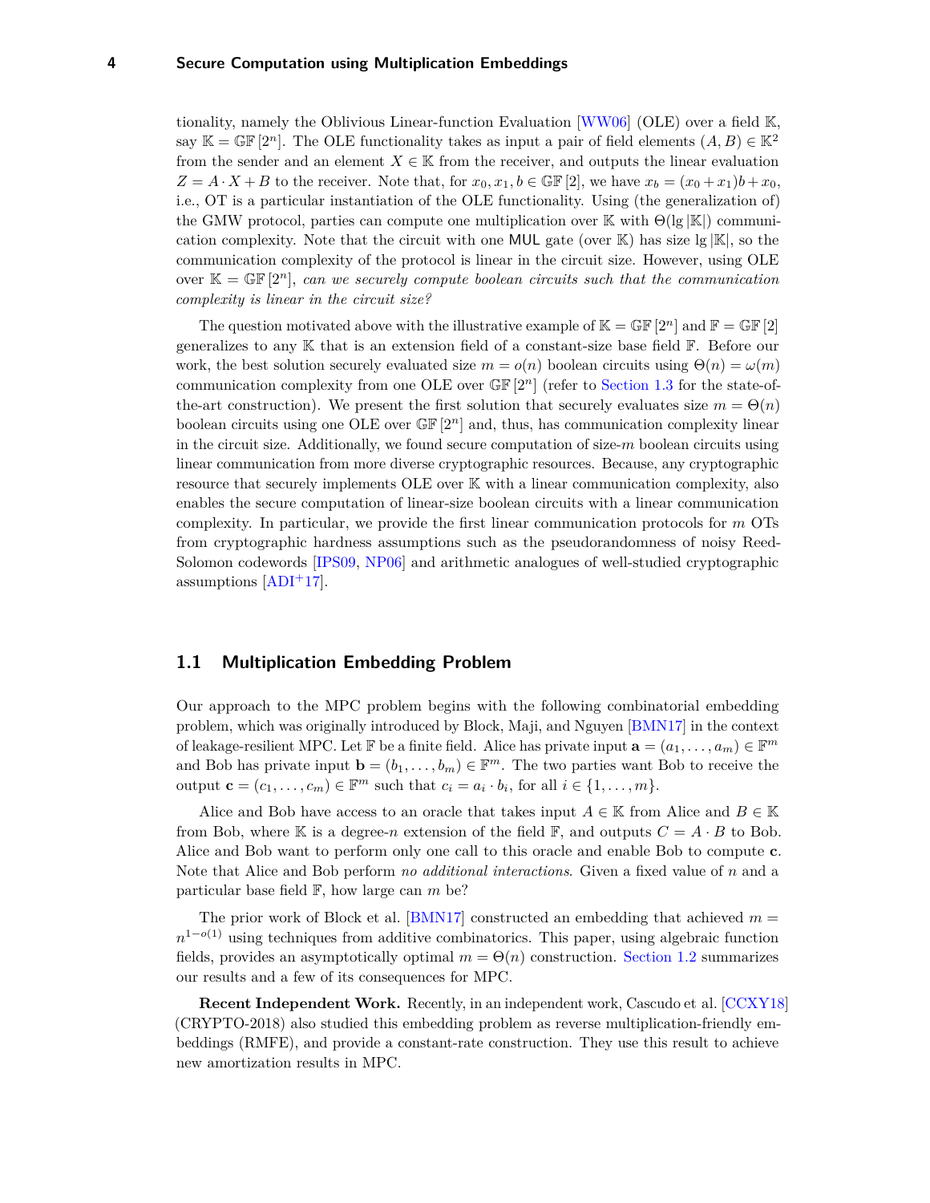tionality, namely the Oblivious Linear-function Evaluation [WW06] (OLE) over a field $\mathbb{K}$, say $\mathbb{K} = \mathbb{GF}[2^n]$. The OLE functionality takes as input a pair of field elements $(A, B) \in \mathbb{K}^2$ from the sender and an element $X \in \mathbb{K}$ from the receiver, and outputs the linear evaluation $Z = A \cdot X + B$ to the receiver. Note that, for $x_0, x_1, b \in \mathbb{GF}[2]$, we have $x_b = (x_0 + x_1)b + x_0$, i.e., OT is a particular instantiation of the OLE functionality. Using (the generalization of) the GMW protocol, parties can compute one multiplication over $\mathbb{K}$ with $\Theta(\lg |\mathbb{K}|)$ communication complexity. Note that the circuit with one MUL gate (over $\mathbb{K}$) has size $\lg |\mathbb{K}|$, so the communication complexity of the protocol is linear in the circuit size. However, using OLE over $\mathbb{K} = \mathbb{GF}[2^n]$, *can we securely compute boolean circuits such that the communication complexity is linear in the circuit size?*

The question motivated above with the illustrative example of $\mathbb{K} = \mathbb{GF}[2^n]$ and $\mathbb{F} = \mathbb{GF}[2]$ generalizes to any $\mathbb{K}$ that is an extension field of a constant-size base field $\mathbb{F}$. Before our work, the best solution securely evaluated size $m = o(n)$ boolean circuits using $\Theta(n) = \omega(m)$ communication complexity from one OLE over $\mathbb{GF}[2^n]$ (refer to Section 1.3 for the state-of-the-art construction). We present the first solution that securely evaluates size $m = \Theta(n)$ boolean circuits using one OLE over $\mathbb{GF}[2^n]$ and, thus, has communication complexity linear in the circuit size. Additionally, we found secure computation of size-$m$ boolean circuits using linear communication from more diverse cryptographic resources. Because, any cryptographic resource that securely implements OLE over $\mathbb{K}$ with a linear communication complexity, also enables the secure computation of linear-size boolean circuits with a linear communication complexity. In particular, we provide the first linear communication protocols for $m$ OTs from cryptographic hardness assumptions such as the pseudorandomness of noisy Reed-Solomon codewords [IPS09, NP06] and arithmetic analogues of well-studied cryptographic assumptions [ADI+17].

## 1.1 Multiplication Embedding Problem

Our approach to the MPC problem begins with the following combinatorial embedding problem, which was originally introduced by Block, Maji, and Nguyen [BMN17] in the context of leakage-resilient MPC. Let $\mathbb{F}$ be a finite field. Alice has private input $\mathbf{a} = (a_1, \ldots, a_m) \in \mathbb{F}^m$ and Bob has private input $\mathbf{b} = (b_1, \ldots, b_m) \in \mathbb{F}^m$. The two parties want Bob to receive the output $\mathbf{c} = (c_1, \ldots, c_m) \in \mathbb{F}^m$ such that $c_i = a_i \cdot b_i$, for all $i \in \{1, \ldots, m\}$.

Alice and Bob have access to an oracle that takes input $A \in \mathbb{K}$ from Alice and $B \in \mathbb{K}$ from Bob, where $\mathbb{K}$ is a degree-$n$ extension of the field $\mathbb{F}$, and outputs $C = A \cdot B$ to Bob. Alice and Bob want to perform only one call to this oracle and enable Bob to compute $\mathbf{c}$. Note that Alice and Bob perform *no additional interactions*. Given a fixed value of $n$ and a particular base field $\mathbb{F}$, how large can $m$ be?

The prior work of Block et al. [BMN17] constructed an embedding that achieved $m = n^{1-o(1)}$ using techniques from additive combinatorics. This paper, using algebraic function fields, provides an asymptotically optimal $m = \Theta(n)$ construction. Section 1.2 summarizes our results and a few of its consequences for MPC.

**Recent Independent Work.** Recently, in an independent work, Cascudo et al. [CCXY18] (CRYPTO-2018) also studied this embedding problem as reverse multiplication-friendly embeddings (RMFE), and provide a constant-rate construction. They use this result to achieve new amortization results in MPC.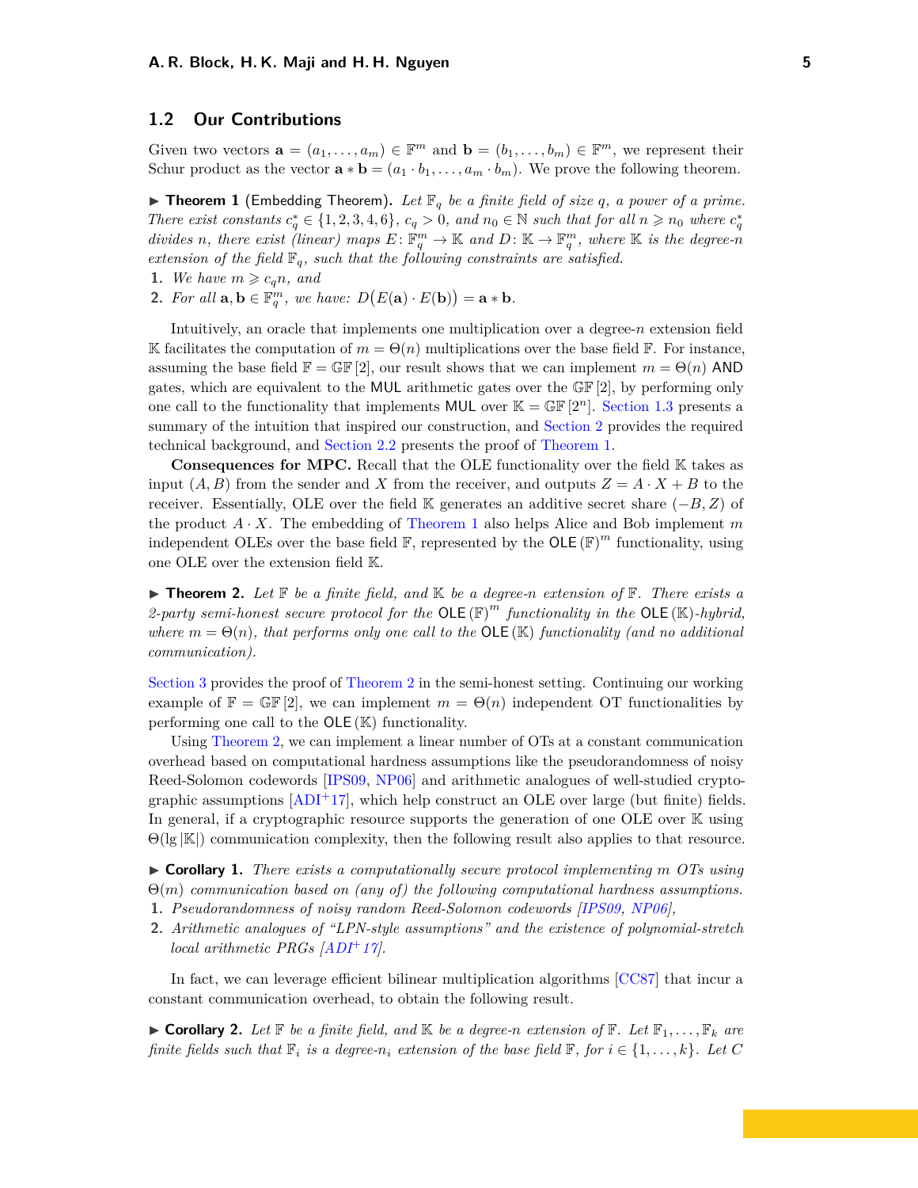## 1.2 Our Contributions

Given two vectors $\mathbf{a} = (a_1, \ldots, a_m) \in \mathbb{F}^m$ and $\mathbf{b} = (b_1, \ldots, b_m) \in \mathbb{F}^m$, we represent their Schur product as the vector $\mathbf{a} * \mathbf{b} = (a_1 \cdot b_1, \ldots, a_m \cdot b_m)$. We prove the following theorem.

▶ **Theorem 1** (Embedding Theorem). *Let $\mathbb{F}_q$ be a finite field of size $q$, a power of a prime. There exist constants $c_q^* \in \{1, 2, 3, 4, 6\}$, $c_q > 0$, and $n_0 \in \mathbb{N}$ such that for all $n \geqslant n_0$ where $c_q^*$ divides $n$, there exist (linear) maps $E \colon \mathbb{F}_q^m \to \mathbb{K}$ and $D \colon \mathbb{K} \to \mathbb{F}_q^m$, where $\mathbb{K}$ is the degree-$n$ extension of the field $\mathbb{F}_q$, such that the following constraints are satisfied.*

1. *We have $m \geqslant c_q n$, and*
2. *For all $\mathbf{a}, \mathbf{b} \in \mathbb{F}_q^m$, we have: $D\big(E(\mathbf{a}) \cdot E(\mathbf{b})\big) = \mathbf{a} * \mathbf{b}$.*

Intuitively, an oracle that implements one multiplication over a degree-$n$ extension field $\mathbb{K}$ facilitates the computation of $m = \Theta(n)$ multiplications over the base field $\mathbb{F}$. For instance, assuming the base field $\mathbb{F} = \mathbb{GF}[2]$, our result shows that we can implement $m = \Theta(n)$ AND gates, which are equivalent to the MUL arithmetic gates over the $\mathbb{GF}[2]$, by performing only one call to the functionality that implements MUL over $\mathbb{K} = \mathbb{GF}[2^n]$. Section 1.3 presents a summary of the intuition that inspired our construction, and Section 2 provides the required technical background, and Section 2.2 presents the proof of Theorem 1.

**Consequences for MPC.** Recall that the OLE functionality over the field $\mathbb{K}$ takes as input $(A, B)$ from the sender and $X$ from the receiver, and outputs $Z = A \cdot X + B$ to the receiver. Essentially, OLE over the field $\mathbb{K}$ generates an additive secret share $(-B, Z)$ of the product $A \cdot X$. The embedding of Theorem 1 also helps Alice and Bob implement $m$ independent OLEs over the base field $\mathbb{F}$, represented by the $\mathsf{OLE}(\mathbb{F})^m$ functionality, using one OLE over the extension field $\mathbb{K}$.

▶ **Theorem 2.** *Let $\mathbb{F}$ be a finite field, and $\mathbb{K}$ be a degree-$n$ extension of $\mathbb{F}$. There exists a 2-party semi-honest secure protocol for the $\mathsf{OLE}(\mathbb{F})^m$ functionality in the $\mathsf{OLE}(\mathbb{K})$-hybrid, where $m = \Theta(n)$, that performs only one call to the $\mathsf{OLE}(\mathbb{K})$ functionality (and no additional communication).*

Section 3 provides the proof of Theorem 2 in the semi-honest setting. Continuing our working example of $\mathbb{F} = \mathbb{GF}[2]$, we can implement $m = \Theta(n)$ independent OT functionalities by performing one call to the $\mathsf{OLE}(\mathbb{K})$ functionality.

Using Theorem 2, we can implement a linear number of OTs at a constant communication overhead based on computational hardness assumptions like the pseudorandomness of noisy Reed-Solomon codewords [IPS09, NP06] and arithmetic analogues of well-studied cryptographic assumptions [ADI+17], which help construct an OLE over large (but finite) fields. In general, if a cryptographic resource supports the generation of one OLE over $\mathbb{K}$ using $\Theta(\lg |\mathbb{K}|)$ communication complexity, then the following result also applies to that resource.

▶ **Corollary 1.** *There exists a computationally secure protocol implementing $m$ OTs using $\Theta(m)$ communication based on (any of) the following computational hardness assumptions.*

1. *Pseudorandomness of noisy random Reed-Solomon codewords [IPS09, NP06],*
2. *Arithmetic analogues of "LPN-style assumptions" and the existence of polynomial-stretch local arithmetic PRGs [ADI+17].*

In fact, we can leverage efficient bilinear multiplication algorithms [CC87] that incur a constant communication overhead, to obtain the following result.

▶ **Corollary 2.** *Let $\mathbb{F}$ be a finite field, and $\mathbb{K}$ be a degree-$n$ extension of $\mathbb{F}$. Let $\mathbb{F}_1, \ldots, \mathbb{F}_k$ are finite fields such that $\mathbb{F}_i$ is a degree-$n_i$ extension of the base field $\mathbb{F}$, for $i \in \{1, \ldots, k\}$. Let $C$*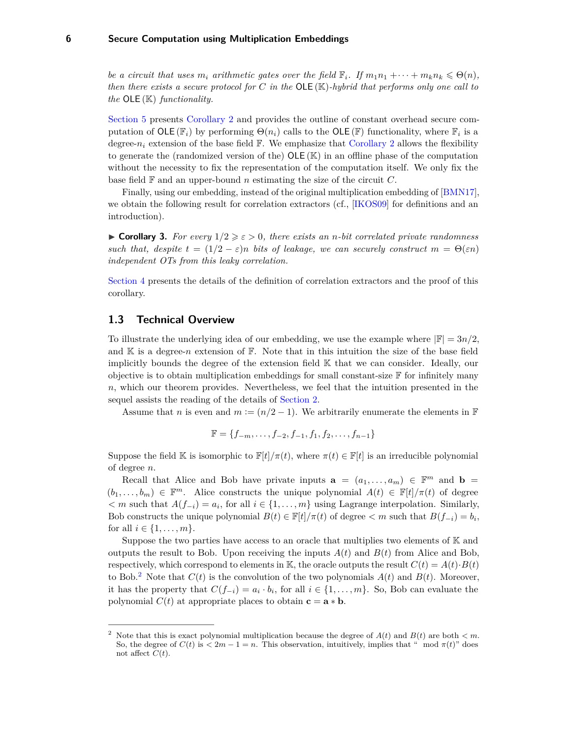*be a circuit that uses $m_i$ arithmetic gates over the field $\mathbb{F}_i$. If $m_1n_1 + \cdots + m_kn_k \leqslant \Theta(n)$, then there exists a secure protocol for $C$ in the $\mathsf{OLE}(\mathbb{K})$-hybrid that performs only one call to the $\mathsf{OLE}(\mathbb{K})$ functionality.*

Section 5 presents Corollary 2 and provides the outline of constant overhead secure computation of $\mathsf{OLE}(\mathbb{F}_i)$ by performing $\Theta(n_i)$ calls to the $\mathsf{OLE}(\mathbb{F})$ functionality, where $\mathbb{F}_i$ is a degree-$n_i$ extension of the base field $\mathbb{F}$. We emphasize that Corollary 2 allows the flexibility to generate the (randomized version of the) $\mathsf{OLE}(\mathbb{K})$ in an offline phase of the computation without the necessity to fix the representation of the computation itself. We only fix the base field $\mathbb{F}$ and an upper-bound $n$ estimating the size of the circuit $C$.

Finally, using our embedding, instead of the original multiplication embedding of [BMN17], we obtain the following result for correlation extractors (cf., [IKOS09] for definitions and an introduction).

▶ **Corollary 3.** *For every $1/2 \geqslant \varepsilon > 0$, there exists an $n$-bit correlated private randomness such that, despite $t = (1/2 - \varepsilon)n$ bits of leakage, we can securely construct $m = \Theta(\varepsilon n)$ independent OTs from this leaky correlation.*

Section 4 presents the details of the definition of correlation extractors and the proof of this corollary.

## 1.3 Technical Overview

To illustrate the underlying idea of our embedding, we use the example where $|\mathbb{F}| = 3n/2$, and $\mathbb{K}$ is a degree-$n$ extension of $\mathbb{F}$. Note that in this intuition the size of the base field implicitly bounds the degree of the extension field $\mathbb{K}$ that we can consider. Ideally, our objective is to obtain multiplication embeddings for small constant-size $\mathbb{F}$ for infinitely many $n$, which our theorem provides. Nevertheless, we feel that the intuition presented in the sequel assists the reading of the details of Section 2.

Assume that $n$ is even and $m := (n/2 - 1)$. We arbitrarily enumerate the elements in $\mathbb{F}$

$$\mathbb{F} = \{f_{-m}, \ldots, f_{-2}, f_{-1}, f_1, f_2, \ldots, f_{n-1}\}$$

Suppose the field $\mathbb{K}$ is isomorphic to $\mathbb{F}[t]/\pi(t)$, where $\pi(t) \in \mathbb{F}[t]$ is an irreducible polynomial of degree $n$.

Recall that Alice and Bob have private inputs $\mathbf{a} = (a_1, \ldots, a_m) \in \mathbb{F}^m$ and $\mathbf{b} = (b_1, \ldots, b_m) \in \mathbb{F}^m$. Alice constructs the unique polynomial $A(t) \in \mathbb{F}[t]/\pi(t)$ of degree $< m$ such that $A(f_{-i}) = a_i$, for all $i \in \{1, \ldots, m\}$ using Lagrange interpolation. Similarly, Bob constructs the unique polynomial $B(t) \in \mathbb{F}[t]/\pi(t)$ of degree $< m$ such that $B(f_{-i}) = b_i$, for all $i \in \{1, \ldots, m\}$.

Suppose the two parties have access to an oracle that multiplies two elements of $\mathbb{K}$ and outputs the result to Bob. Upon receiving the inputs $A(t)$ and $B(t)$ from Alice and Bob, respectively, which correspond to elements in $\mathbb{K}$, the oracle outputs the result $C(t) = A(t) \cdot B(t)$ to Bob.[2] Note that $C(t)$ is the convolution of the two polynomials $A(t)$ and $B(t)$. Moreover, it has the property that $C(f_{-i}) = a_i \cdot b_i$, for all $i \in \{1, \ldots, m\}$. So, Bob can evaluate the polynomial $C(t)$ at appropriate places to obtain $\mathbf{c} = \mathbf{a} * \mathbf{b}$.

---

[2] Note that this is exact polynomial multiplication because the degree of $A(t)$ and $B(t)$ are both $< m$. So, the degree of $C(t)$ is $< 2m - 1 = n$. This observation, intuitively, implies that "$\mod \pi(t)$" does not affect $C(t)$.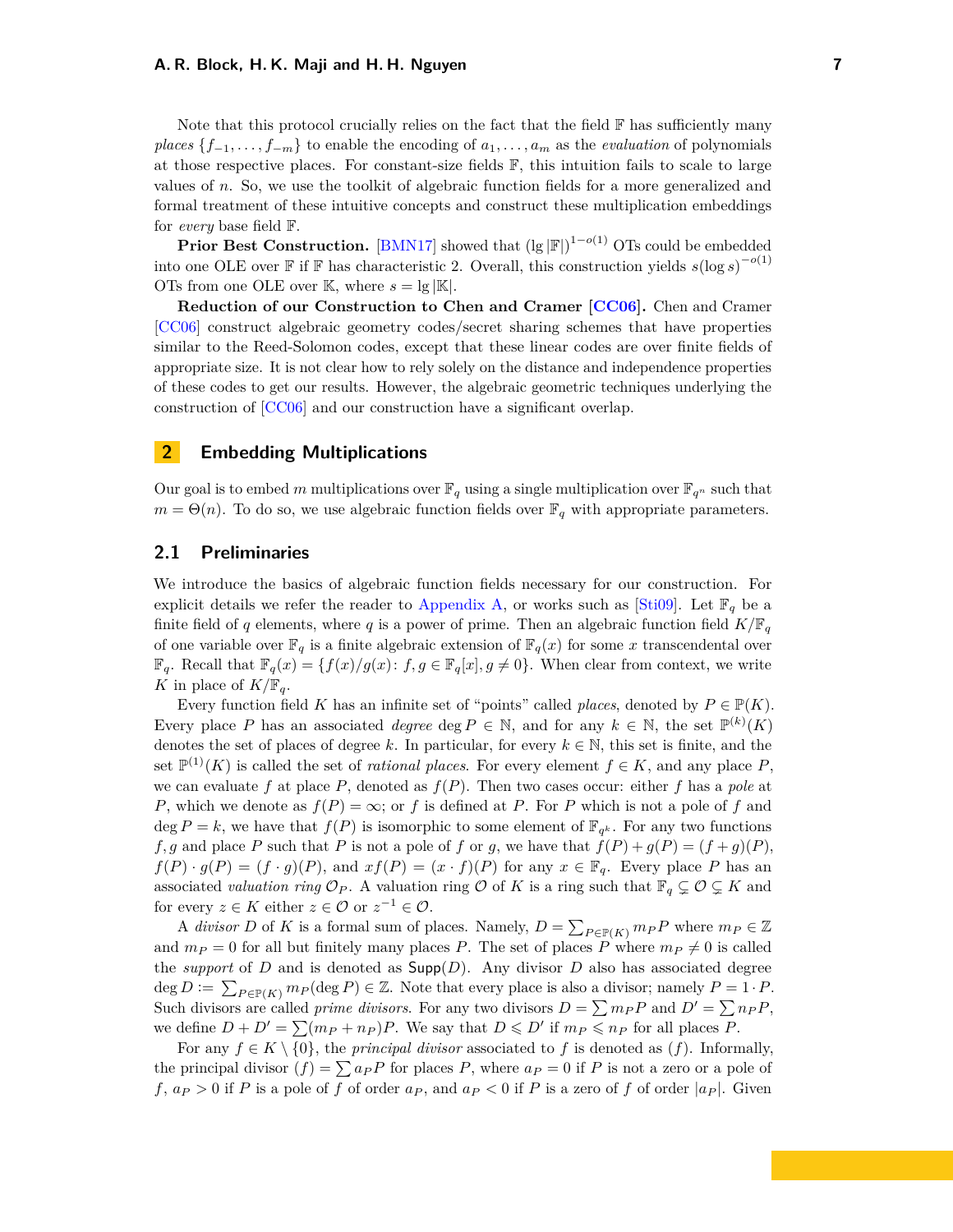Note that this protocol crucially relies on the fact that the field $\mathbb{F}$ has sufficiently many *places* $\{f_{-1}, \ldots, f_{-m}\}$ to enable the encoding of $a_1, \ldots, a_m$ as the *evaluation* of polynomials at those respective places. For constant-size fields $\mathbb{F}$, this intuition fails to scale to large values of $n$. So, we use the toolkit of algebraic function fields for a more generalized and formal treatment of these intuitive concepts and construct these multiplication embeddings for *every* base field $\mathbb{F}$.

**Prior Best Construction.** [BMN17] showed that $(\lg|\mathbb{F}|)^{1-o(1)}$ OTs could be embedded into one OLE over $\mathbb{F}$ if $\mathbb{F}$ has characteristic 2. Overall, this construction yields $s(\log s)^{-o(1)}$ OTs from one OLE over $\mathbb{K}$, where $s = \lg|\mathbb{K}|$.

**Reduction of our Construction to Chen and Cramer [CC06].** Chen and Cramer [CC06] construct algebraic geometry codes/secret sharing schemes that have properties similar to the Reed-Solomon codes, except that these linear codes are over finite fields of appropriate size. It is not clear how to rely solely on the distance and independence properties of these codes to get our results. However, the algebraic geometric techniques underlying the construction of [CC06] and our construction have a significant overlap.

## 2 Embedding Multiplications

Our goal is to embed $m$ multiplications over $\mathbb{F}_q$ using a single multiplication over $\mathbb{F}_{q^n}$ such that $m = \Theta(n)$. To do so, we use algebraic function fields over $\mathbb{F}_q$ with appropriate parameters.

### 2.1 Preliminaries

We introduce the basics of algebraic function fields necessary for our construction. For explicit details we refer the reader to Appendix A, or works such as [Sti09]. Let $\mathbb{F}_q$ be a finite field of $q$ elements, where $q$ is a power of prime. Then an algebraic function field $K/\mathbb{F}_q$ of one variable over $\mathbb{F}_q$ is a finite algebraic extension of $\mathbb{F}_q(x)$ for some $x$ transcendental over $\mathbb{F}_q$. Recall that $\mathbb{F}_q(x) = \{f(x)/g(x) \colon f, g \in \mathbb{F}_q[x], g \neq 0\}$. When clear from context, we write $K$ in place of $K/\mathbb{F}_q$.

Every function field $K$ has an infinite set of "points" called *places*, denoted by $P \in \mathbb{P}(K)$. Every place $P$ has an associated *degree* $\deg P \in \mathbb{N}$, and for any $k \in \mathbb{N}$, the set $\mathbb{P}^{(k)}(K)$ denotes the set of places of degree $k$. In particular, for every $k \in \mathbb{N}$, this set is finite, and the set $\mathbb{P}^{(1)}(K)$ is called the set of *rational places*. For every element $f \in K$, and any place $P$, we can evaluate $f$ at place $P$, denoted as $f(P)$. Then two cases occur: either $f$ has a *pole* at $P$, which we denote as $f(P) = \infty$; or $f$ is defined at $P$. For $P$ which is not a pole of $f$ and $\deg P = k$, we have that $f(P)$ is isomorphic to some element of $\mathbb{F}_{q^k}$. For any two functions $f, g$ and place $P$ such that $P$ is not a pole of $f$ or $g$, we have that $f(P) + g(P) = (f+g)(P)$, $f(P) \cdot g(P) = (f \cdot g)(P)$, and $xf(P) = (x \cdot f)(P)$ for any $x \in \mathbb{F}_q$. Every place $P$ has an associated *valuation ring* $\mathcal{O}_P$. A valuation ring $\mathcal{O}$ of $K$ is a ring such that $\mathbb{F}_q \subsetneq \mathcal{O} \subsetneq K$ and for every $z \in K$ either $z \in \mathcal{O}$ or $z^{-1} \in \mathcal{O}$.

A *divisor* $D$ of $K$ is a formal sum of places. Namely, $D = \sum_{P \in \mathbb{P}(K)} m_P P$ where $m_P \in \mathbb{Z}$ and $m_P = 0$ for all but finitely many places $P$. The set of places $P$ where $m_P \neq 0$ is called the *support* of $D$ and is denoted as $\mathsf{Supp}(D)$. Any divisor $D$ also has associated degree $\deg D := \sum_{P \in \mathbb{P}(K)} m_P(\deg P) \in \mathbb{Z}$. Note that every place is also a divisor; namely $P = 1 \cdot P$. Such divisors are called *prime divisors*. For any two divisors $D = \sum m_P P$ and $D' = \sum n_P P$, we define $D + D' = \sum (m_P + n_P) P$. We say that $D \leqslant D'$ if $m_P \leqslant n_P$ for all places $P$.

For any $f \in K \setminus \{0\}$, the *principal divisor* associated to $f$ is denoted as $(f)$. Informally, the principal divisor $(f) = \sum a_P P$ for places $P$, where $a_P = 0$ if $P$ is not a zero or a pole of $f$, $a_P > 0$ if $P$ is a pole of $f$ of order $a_P$, and $a_P < 0$ if $P$ is a zero of $f$ of order $|a_P|$. Given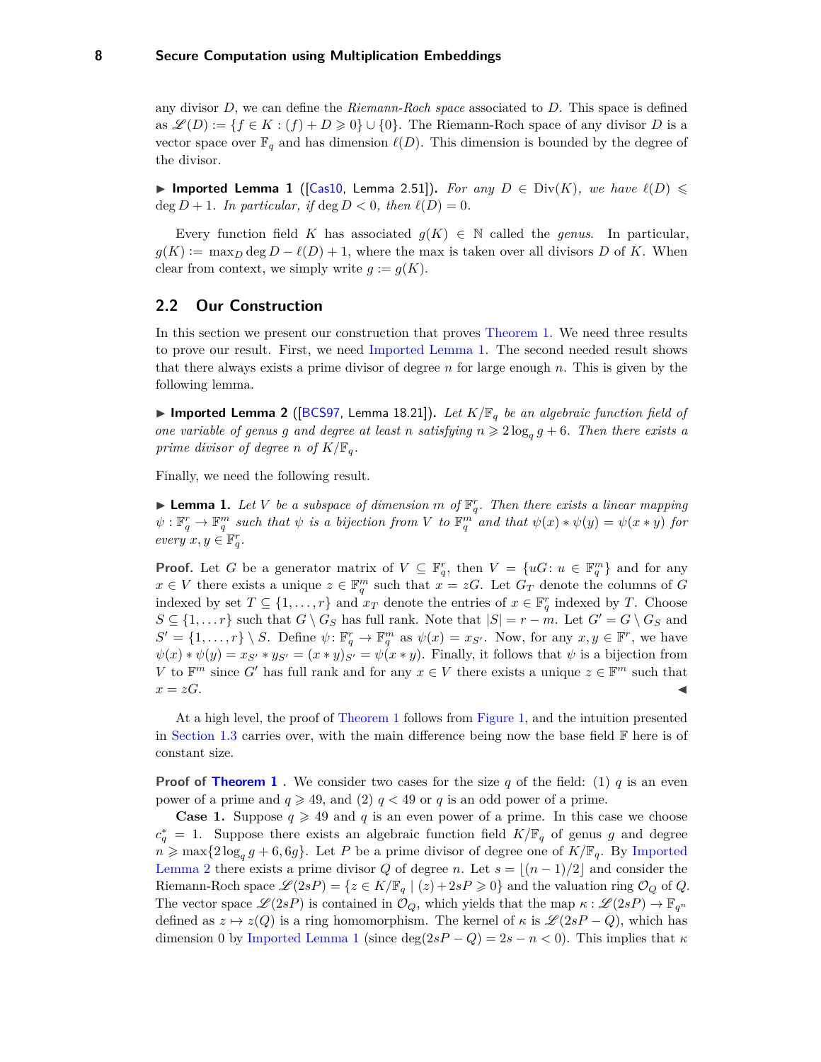any divisor $D$, we can define the *Riemann-Roch space* associated to $D$. This space is defined as $\mathscr{L}(D) := \{f \in K : (f) + D \geqslant 0\} \cup \{0\}$. The Riemann-Roch space of any divisor $D$ is a vector space over $\mathbb{F}_q$ and has dimension $\ell(D)$. This dimension is bounded by the degree of the divisor.

▶ **Imported Lemma 1** ([Cas10, Lemma 2.51]). *For any $D \in \mathrm{Div}(K)$, we have $\ell(D) \leqslant \deg D + 1$. In particular, if $\deg D < 0$, then $\ell(D) = 0$.*

Every function field $K$ has associated $g(K) \in \mathbb{N}$ called the *genus*. In particular, $g(K) := \max_D \deg D - \ell(D) + 1$, where the max is taken over all divisors $D$ of $K$. When clear from context, we simply write $g := g(K)$.

## 2.2 Our Construction

In this section we present our construction that proves Theorem 1. We need three results to prove our result. First, we need Imported Lemma 1. The second needed result shows that there always exists a prime divisor of degree $n$ for large enough $n$. This is given by the following lemma.

▶ **Imported Lemma 2** ([BCS97, Lemma 18.21]). *Let $K/\mathbb{F}_q$ be an algebraic function field of one variable of genus $g$ and degree at least $n$ satisfying $n \geqslant 2\log_q g + 6$. Then there exists a prime divisor of degree $n$ of $K/\mathbb{F}_q$.*

Finally, we need the following result.

▶ **Lemma 1.** *Let $V$ be a subspace of dimension $m$ of $\mathbb{F}_q^r$. Then there exists a linear mapping $\psi : \mathbb{F}_q^r \to \mathbb{F}_q^m$ such that $\psi$ is a bijection from $V$ to $\mathbb{F}_q^m$ and that $\psi(x) * \psi(y) = \psi(x * y)$ for every $x, y \in \mathbb{F}_q^r$.*

**Proof.** Let $G$ be a generator matrix of $V \subseteq \mathbb{F}_q^r$, then $V = \{uG : u \in \mathbb{F}_q^m\}$ and for any $x \in V$ there exists a unique $z \in \mathbb{F}_q^m$ such that $x = zG$. Let $G_T$ denote the columns of $G$ indexed by set $T \subseteq \{1, \dots, r\}$ and $x_T$ denote the entries of $x \in \mathbb{F}_q^r$ indexed by $T$. Choose $S \subseteq \{1, \dots r\}$ such that $G \setminus G_S$ has full rank. Note that $|S| = r - m$. Let $G' = G \setminus G_S$ and $S' = \{1, \dots, r\} \setminus S$. Define $\psi : \mathbb{F}_q^r \to \mathbb{F}_q^m$ as $\psi(x) = x_{S'}$. Now, for any $x, y \in \mathbb{F}^r$, we have $\psi(x) * \psi(y) = x_{S'} * y_{S'} = (x * y)_{S'} = \psi(x * y)$. Finally, it follows that $\psi$ is a bijection from $V$ to $\mathbb{F}^m$ since $G'$ has full rank and for any $x \in V$ there exists a unique $z \in \mathbb{F}^m$ such that $x = zG$. ◀

At a high level, the proof of Theorem 1 follows from Figure 1, and the intuition presented in Section 1.3 carries over, with the main difference being now the base field $\mathbb{F}$ here is of constant size.

**Proof of Theorem 1 .** We consider two cases for the size $q$ of the field: (1) $q$ is an even power of a prime and $q \geqslant 49$, and (2) $q < 49$ or $q$ is an odd power of a prime.

**Case 1.** Suppose $q \geqslant 49$ and $q$ is an even power of a prime. In this case we choose $c_q^* = 1$. Suppose there exists an algebraic function field $K/\mathbb{F}_q$ of genus $g$ and degree $n \geqslant \max\{2\log_q g + 6, 6g\}$. Let $P$ be a prime divisor of degree one of $K/\mathbb{F}_q$. By Imported Lemma 2 there exists a prime divisor $Q$ of degree $n$. Let $s = \lfloor (n-1)/2 \rfloor$ and consider the Riemann-Roch space $\mathscr{L}(2sP) = \{z \in K/\mathbb{F}_q \mid (z) + 2sP \geqslant 0\}$ and the valuation ring $\mathcal{O}_Q$ of $Q$. The vector space $\mathscr{L}(2sP)$ is contained in $\mathcal{O}_Q$, which yields that the map $\kappa : \mathscr{L}(2sP) \to \mathbb{F}_{q^n}$ defined as $z \mapsto z(Q)$ is a ring homomorphism. The kernel of $\kappa$ is $\mathscr{L}(2sP - Q)$, which has dimension 0 by Imported Lemma 1 (since $\deg(2sP - Q) = 2s - n < 0$). This implies that $\kappa$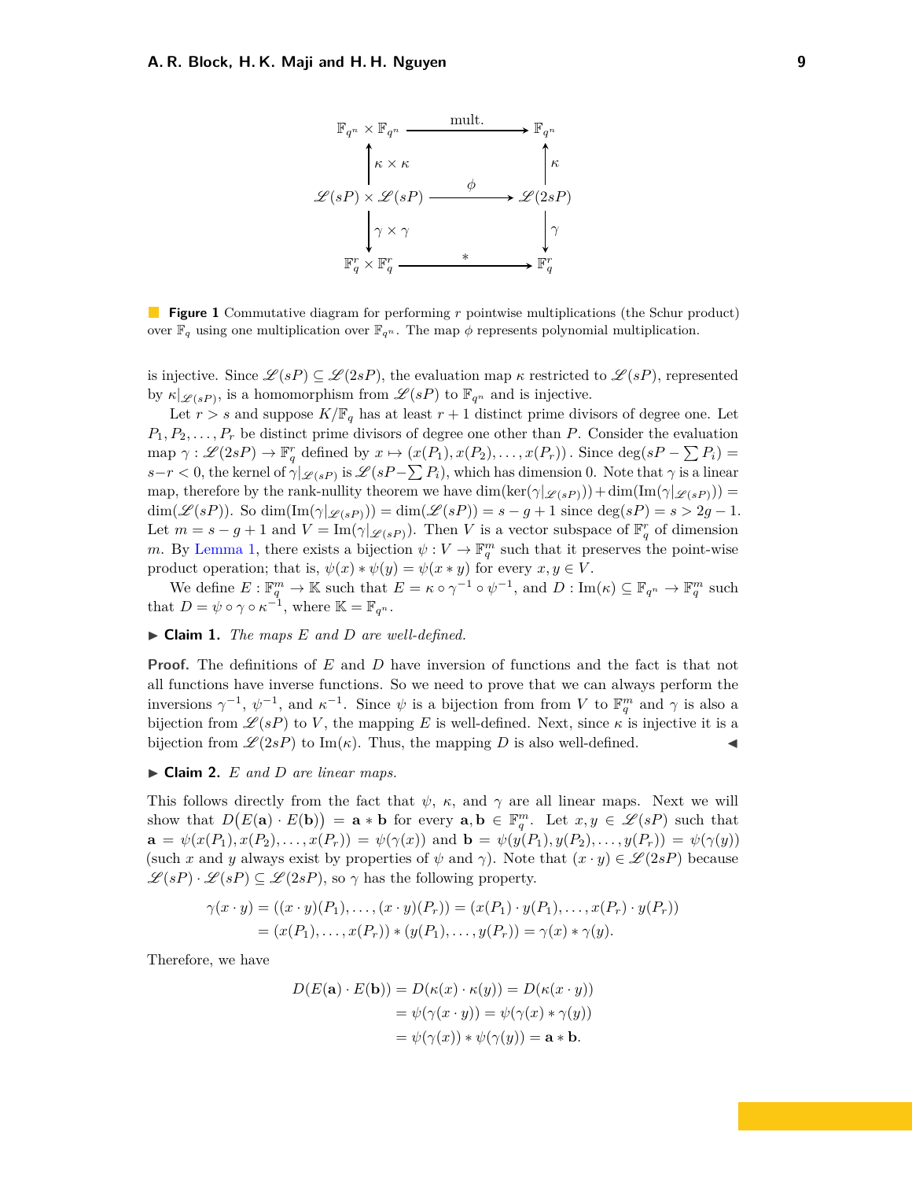$$
\begin{array}{ccc}
\mathbb{F}_{q^n} \times \mathbb{F}_{q^n} & \xrightarrow{\text{mult.}} & \mathbb{F}_{q^n} \\
\uparrow \kappa \times \kappa & & \uparrow \kappa \\
\mathscr{L}(sP) \times \mathscr{L}(sP) & \xrightarrow{\phi} & \mathscr{L}(2sP) \\
\downarrow \gamma \times \gamma & & \downarrow \gamma \\
\mathbb{F}_q^r \times \mathbb{F}_q^r & \xrightarrow{*} & \mathbb{F}_q^r
\end{array}
$$

**Figure 1** Commutative diagram for performing $r$ pointwise multiplications (the Schur product) over $\mathbb{F}_q$ using one multiplication over $\mathbb{F}_{q^n}$. The map $\phi$ represents polynomial multiplication.

is injective. Since $\mathscr{L}(sP) \subseteq \mathscr{L}(2sP)$, the evaluation map $\kappa$ restricted to $\mathscr{L}(sP)$, represented by $\kappa|_{\mathscr{L}(sP)}$, is a homomorphism from $\mathscr{L}(sP)$ to $\mathbb{F}_{q^n}$ and is injective.

Let $r > s$ and suppose $K/\mathbb{F}_q$ has at least $r+1$ distinct prime divisors of degree one. Let $P_1, P_2, \ldots, P_r$ be distinct prime divisors of degree one other than $P$. Consider the evaluation map $\gamma : \mathscr{L}(2sP) \to \mathbb{F}_q^r$ defined by $x \mapsto (x(P_1), x(P_2), \ldots, x(P_r))$. Since $\deg(sP - \sum P_i) = s - r < 0$, the kernel of $\gamma|_{\mathscr{L}(sP)}$ is $\mathscr{L}(sP - \sum P_i)$, which has dimension 0. Note that $\gamma$ is a linear map, therefore by the rank-nullity theorem we have $\dim(\ker(\gamma|_{\mathscr{L}(sP)})) + \dim(\mathrm{Im}(\gamma|_{\mathscr{L}(sP)})) = \dim(\mathscr{L}(sP))$. So $\dim(\mathrm{Im}(\gamma|_{\mathscr{L}(sP)})) = \dim(\mathscr{L}(sP)) = s - g + 1$ since $\deg(sP) = s > 2g - 1$. Let $m = s - g + 1$ and $V = \mathrm{Im}(\gamma|_{\mathscr{L}(sP)})$. Then $V$ is a vector subspace of $\mathbb{F}_q^r$ of dimension $m$. By Lemma 1, there exists a bijection $\psi : V \to \mathbb{F}_q^m$ such that it preserves the point-wise product operation; that is, $\psi(x) * \psi(y) = \psi(x * y)$ for every $x, y \in V$.

We define $E : \mathbb{F}_q^m \to \mathbb{K}$ such that $E = \kappa \circ \gamma^{-1} \circ \psi^{-1}$, and $D : \mathrm{Im}(\kappa) \subseteq \mathbb{F}_{q^n} \to \mathbb{F}_q^m$ such that $D = \psi \circ \gamma \circ \kappa^{-1}$, where $\mathbb{K} = \mathbb{F}_{q^n}$.

▶ **Claim 1.** *The maps $E$ and $D$ are well-defined.*

**Proof.** The definitions of $E$ and $D$ have inversion of functions and the fact is that not all functions have inverse functions. So we need to prove that we can always perform the inversions $\gamma^{-1}$, $\psi^{-1}$, and $\kappa^{-1}$. Since $\psi$ is a bijection from from $V$ to $\mathbb{F}_q^m$ and $\gamma$ is also a bijection from $\mathscr{L}(sP)$ to $V$, the mapping $E$ is well-defined. Next, since $\kappa$ is injective it is a bijection from $\mathscr{L}(2sP)$ to $\mathrm{Im}(\kappa)$. Thus, the mapping $D$ is also well-defined. ◀

▶ **Claim 2.** *$E$ and $D$ are linear maps.*

This follows directly from the fact that $\psi$, $\kappa$, and $\gamma$ are all linear maps. Next we will show that $D\big(E(\mathbf{a}) \cdot E(\mathbf{b})\big) = \mathbf{a} * \mathbf{b}$ for every $\mathbf{a}, \mathbf{b} \in \mathbb{F}_q^m$. Let $x, y \in \mathscr{L}(sP)$ such that $\mathbf{a} = \psi(x(P_1), x(P_2), \ldots, x(P_r)) = \psi(\gamma(x))$ and $\mathbf{b} = \psi(y(P_1), y(P_2), \ldots, y(P_r)) = \psi(\gamma(y))$ (such $x$ and $y$ always exist by properties of $\psi$ and $\gamma$). Note that $(x \cdot y) \in \mathscr{L}(2sP)$ because $\mathscr{L}(sP) \cdot \mathscr{L}(sP) \subseteq \mathscr{L}(2sP)$, so $\gamma$ has the following property.

$$
\begin{aligned}
\gamma(x \cdot y) &= ((x \cdot y)(P_1), \ldots, (x \cdot y)(P_r)) = (x(P_1) \cdot y(P_1), \ldots, x(P_r) \cdot y(P_r)) \\
&= (x(P_1), \ldots, x(P_r)) * (y(P_1), \ldots, y(P_r)) = \gamma(x) * \gamma(y).
\end{aligned}
$$

Therefore, we have

$$
\begin{aligned}
D(E(\mathbf{a}) \cdot E(\mathbf{b})) &= D(\kappa(x) \cdot \kappa(y)) = D(\kappa(x \cdot y)) \\
&= \psi(\gamma(x \cdot y)) = \psi(\gamma(x) * \gamma(y)) \\
&= \psi(\gamma(x)) * \psi(\gamma(y)) = \mathbf{a} * \mathbf{b}.
\end{aligned}
$$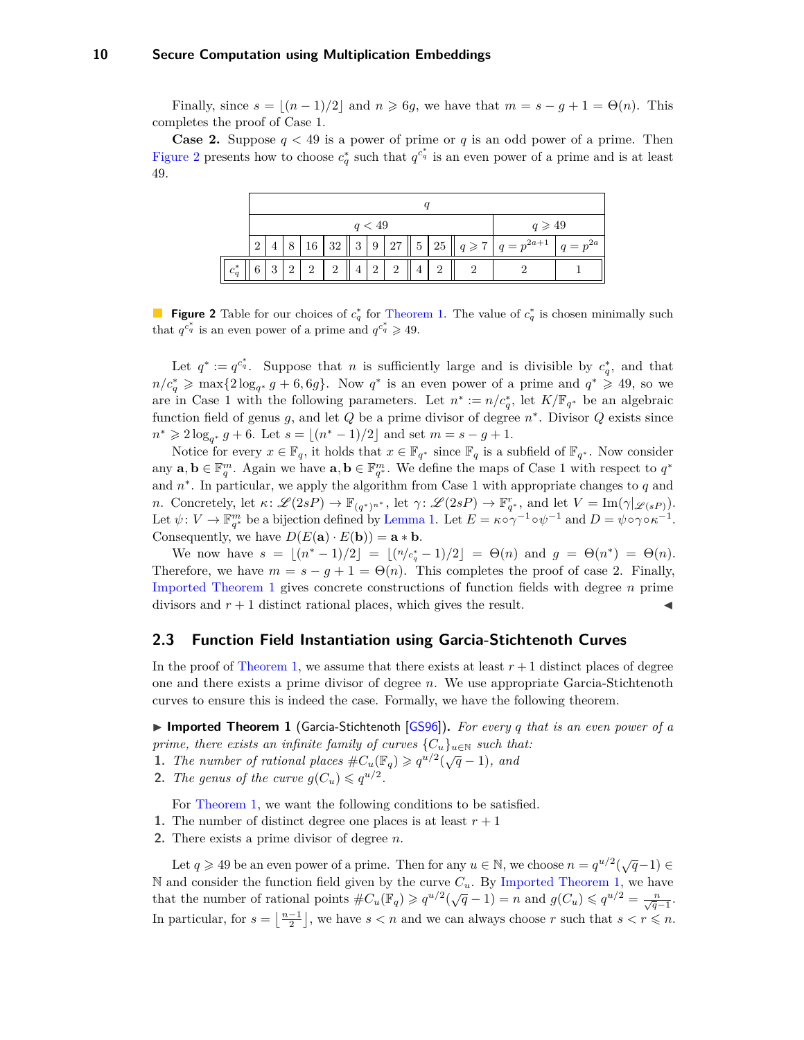Finally, since $s = \lfloor (n-1)/2 \rfloor$ and $n \geqslant 6g$, we have that $m = s - g + 1 = \Theta(n)$. This completes the proof of Case 1.

**Case 2.** Suppose $q < 49$ is a power of prime or $q$ is an odd power of a prime. Then Figure 2 presents how to choose $c_q^*$ such that $q^{c_q^*}$ is an even power of a prime and is at least 49.

| | $q$ | | | | | | | | | | | | |
|---|---|---|---|---|---|---|---|---|---|---|---|---|---|
| | $q < 49$ | | | | | | | | | | | $q \geqslant 49$ | |
| | 2 | 4 | 8 | 16 | 32 | 3 | 9 | 27 | 5 | 25 | $q \geqslant 7$ | $q = p^{2a+1}$ | $q = p^{2a}$ |
| $c_q^*$ | 6 | 3 | 2 | 2 | 2 | 4 | 2 | 2 | 4 | 2 | 2 | 2 | 1 |

**Figure 2** Table for our choices of $c_q^*$ for Theorem 1. The value of $c_q^*$ is chosen minimally such that $q^{c_q^*}$ is an even power of a prime and $q^{c_q^*} \geqslant 49$.

Let $q^* := q^{c_q^*}$. Suppose that $n$ is sufficiently large and is divisible by $c_q^*$, and that $n/c_q^* \geqslant \max\{2\log_{q^*} g + 6, 6g\}$. Now $q^*$ is an even power of a prime and $q^* \geqslant 49$, so we are in Case 1 with the following parameters. Let $n^* := n/c_q^*$, let $K/\mathbb{F}_{q^*}$ be an algebraic function field of genus $g$, and let $Q$ be a prime divisor of degree $n^*$. Divisor $Q$ exists since $n^* \geqslant 2\log_{q^*} g + 6$. Let $s = \lfloor (n^* - 1)/2 \rfloor$ and set $m = s - g + 1$.

Notice for every $x \in \mathbb{F}_q$, it holds that $x \in \mathbb{F}_{q^*}$ since $\mathbb{F}_q$ is a subfield of $\mathbb{F}_{q^*}$. Now consider any $\mathbf{a}, \mathbf{b} \in \mathbb{F}_q^m$. Again we have $\mathbf{a}, \mathbf{b} \in \mathbb{F}_{q^*}^m$. We define the maps of Case 1 with respect to $q^*$ and $n^*$. In particular, we apply the algorithm from Case 1 with appropriate changes to $q$ and $n$. Concretely, let $\kappa \colon \mathscr{L}(2sP) \to \mathbb{F}_{(q^*)^{n^*}}$, let $\gamma \colon \mathscr{L}(2sP) \to \mathbb{F}_{q^*}^r$, and let $V = \mathrm{Im}(\gamma|_{\mathscr{L}(sP)})$. Let $\psi \colon V \to \mathbb{F}_{q^*}^m$ be a bijection defined by Lemma 1. Let $E = \kappa \circ \gamma^{-1} \circ \psi^{-1}$ and $D = \psi \circ \gamma \circ \kappa^{-1}$. Consequently, we have $D(E(\mathbf{a}) \cdot E(\mathbf{b})) = \mathbf{a} * \mathbf{b}$.

We now have $s = \lfloor (n^* - 1)/2 \rfloor = \lfloor (n/c_q^* - 1)/2 \rfloor = \Theta(n)$ and $g = \Theta(n^*) = \Theta(n)$. Therefore, we have $m = s - g + 1 = \Theta(n)$. This completes the proof of case 2. Finally, Imported Theorem 1 gives concrete constructions of function fields with degree $n$ prime divisors and $r + 1$ distinct rational places, which gives the result. ◀

## 2.3 Function Field Instantiation using Garcia-Stichtenoth Curves

In the proof of Theorem 1, we assume that there exists at least $r + 1$ distinct places of degree one and there exists a prime divisor of degree $n$. We use appropriate Garcia-Stichtenoth curves to ensure this is indeed the case. Formally, we have the following theorem.

▶ **Imported Theorem 1** (Garcia-Stichtenoth [GS96]). *For every $q$ that is an even power of a prime, there exists an infinite family of curves $\{C_u\}_{u \in \mathbb{N}}$ such that:*
1. *The number of rational places $\#C_u(\mathbb{F}_q) \geqslant q^{u/2}(\sqrt{q} - 1)$, and*
2. *The genus of the curve $g(C_u) \leqslant q^{u/2}$.*

For Theorem 1, we want the following conditions to be satisfied.
1. The number of distinct degree one places is at least $r + 1$
2. There exists a prime divisor of degree $n$.

Let $q \geqslant 49$ be an even power of a prime. Then for any $u \in \mathbb{N}$, we choose $n = q^{u/2}(\sqrt{q} - 1) \in \mathbb{N}$ and consider the function field given by the curve $C_u$. By Imported Theorem 1, we have that the number of rational points $\#C_u(\mathbb{F}_q) \geqslant q^{u/2}(\sqrt{q} - 1) = n$ and $g(C_u) \leqslant q^{u/2} = \frac{n}{\sqrt{q} - 1}$. In particular, for $s = \left\lfloor \frac{n-1}{2} \right\rfloor$, we have $s < n$ and we can always choose $r$ such that $s < r \leqslant n$.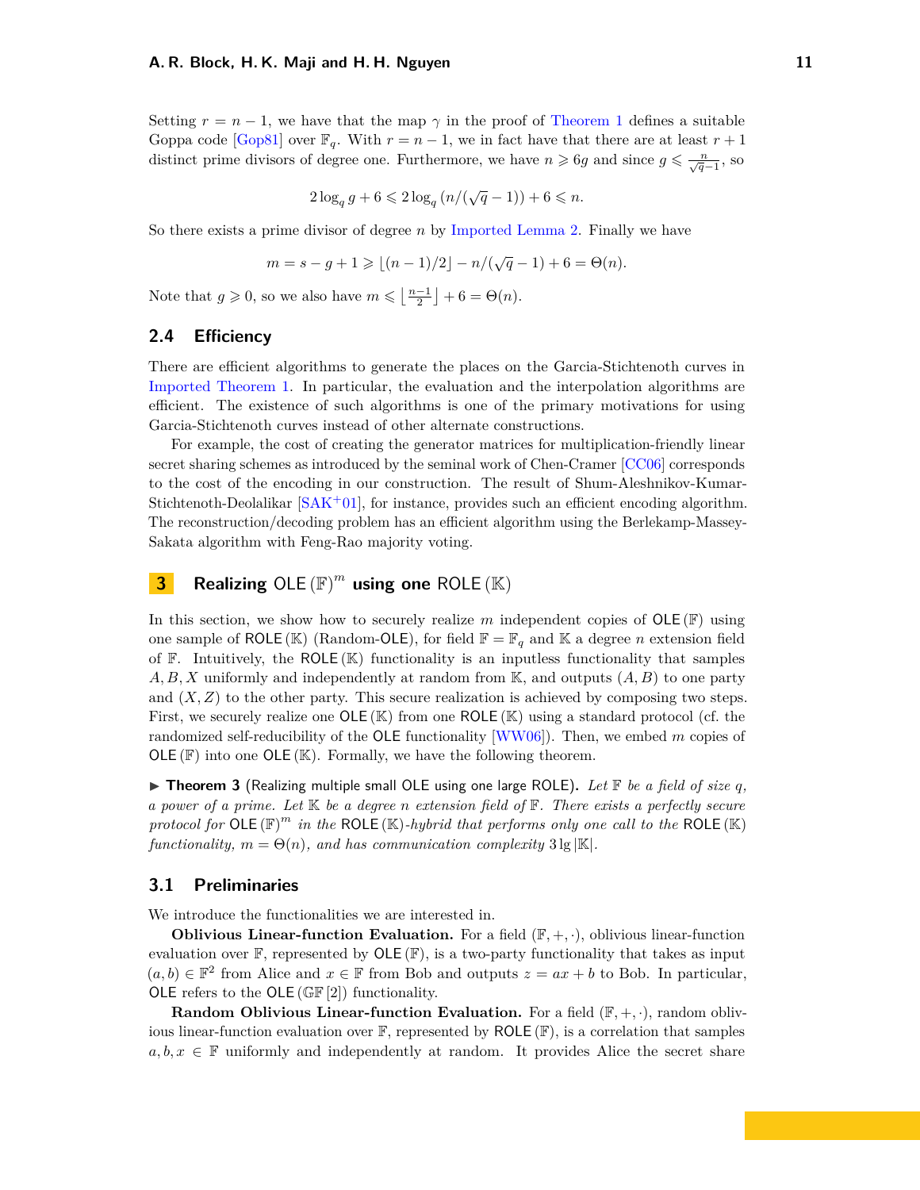Setting $r = n-1$, we have that the map $\gamma$ in the proof of Theorem 1 defines a suitable Goppa code [Gop81] over $\mathbb{F}_q$. With $r = n-1$, we in fact have that there are at least $r+1$ distinct prime divisors of degree one. Furthermore, we have $n \geqslant 6g$ and since $g \leqslant \frac{n}{\sqrt{q}-1}$, so

$$2\log_q g + 6 \leqslant 2\log_q \left(n/(\sqrt{q}-1)\right) + 6 \leqslant n.$$

So there exists a prime divisor of degree $n$ by Imported Lemma 2. Finally we have

$$m = s - g + 1 \geqslant \lfloor (n-1)/2 \rfloor - n/(\sqrt{q}-1) + 6 = \Theta(n).$$

Note that $g \geqslant 0$, so we also have $m \leqslant \left\lfloor \frac{n-1}{2} \right\rfloor + 6 = \Theta(n)$.

## 2.4 Efficiency

There are efficient algorithms to generate the places on the Garcia-Stichtenoth curves in Imported Theorem 1. In particular, the evaluation and the interpolation algorithms are efficient. The existence of such algorithms is one of the primary motivations for using Garcia-Stichtenoth curves instead of other alternate constructions.

For example, the cost of creating the generator matrices for multiplication-friendly linear secret sharing schemes as introduced by the seminal work of Chen-Cramer [CC06] corresponds to the cost of the encoding in our construction. The result of Shum-Aleshnikov-Kumar-Stichtenoth-Deolalikar [SAK+01], for instance, provides such an efficient encoding algorithm. The reconstruction/decoding problem has an efficient algorithm using the Berlekamp-Massey-Sakata algorithm with Feng-Rao majority voting.

# 3 Realizing $\mathsf{OLE}(\mathbb{F})^m$ using one $\mathsf{ROLE}(\mathbb{K})$

In this section, we show how to securely realize $m$ independent copies of $\mathsf{OLE}(\mathbb{F})$ using one sample of $\mathsf{ROLE}(\mathbb{K})$ (Random-OLE), for field $\mathbb{F} = \mathbb{F}_q$ and $\mathbb{K}$ a degree $n$ extension field of $\mathbb{F}$. Intuitively, the $\mathsf{ROLE}(\mathbb{K})$ functionality is an inputless functionality that samples $A, B, X$ uniformly and independently at random from $\mathbb{K}$, and outputs $(A, B)$ to one party and $(X, Z)$ to the other party. This secure realization is achieved by composing two steps. First, we securely realize one $\mathsf{OLE}(\mathbb{K})$ from one $\mathsf{ROLE}(\mathbb{K})$ using a standard protocol (cf. the randomized self-reducibility of the OLE functionality [WW06]). Then, we embed $m$ copies of $\mathsf{OLE}(\mathbb{F})$ into one $\mathsf{OLE}(\mathbb{K})$. Formally, we have the following theorem.

▶ **Theorem 3** (Realizing multiple small OLE using one large ROLE)**.** *Let $\mathbb{F}$ be a field of size $q$, a power of a prime. Let $\mathbb{K}$ be a degree $n$ extension field of $\mathbb{F}$. There exists a perfectly secure protocol for $\mathsf{OLE}(\mathbb{F})^m$ in the $\mathsf{ROLE}(\mathbb{K})$-hybrid that performs only one call to the $\mathsf{ROLE}(\mathbb{K})$ functionality, $m = \Theta(n)$, and has communication complexity $3\lg|\mathbb{K}|$.*

## 3.1 Preliminaries

We introduce the functionalities we are interested in.

**Oblivious Linear-function Evaluation.** For a field $(\mathbb{F}, +, \cdot)$, oblivious linear-function evaluation over $\mathbb{F}$, represented by $\mathsf{OLE}(\mathbb{F})$, is a two-party functionality that takes as input $(a, b) \in \mathbb{F}^2$ from Alice and $x \in \mathbb{F}$ from Bob and outputs $z = ax + b$ to Bob. In particular, OLE refers to the $\mathsf{OLE}(\mathbb{GF}[2])$ functionality.

**Random Oblivious Linear-function Evaluation.** For a field $(\mathbb{F}, +, \cdot)$, random oblivious linear-function evaluation over $\mathbb{F}$, represented by $\mathsf{ROLE}(\mathbb{F})$, is a correlation that samples $a, b, x \in \mathbb{F}$ uniformly and independently at random. It provides Alice the secret share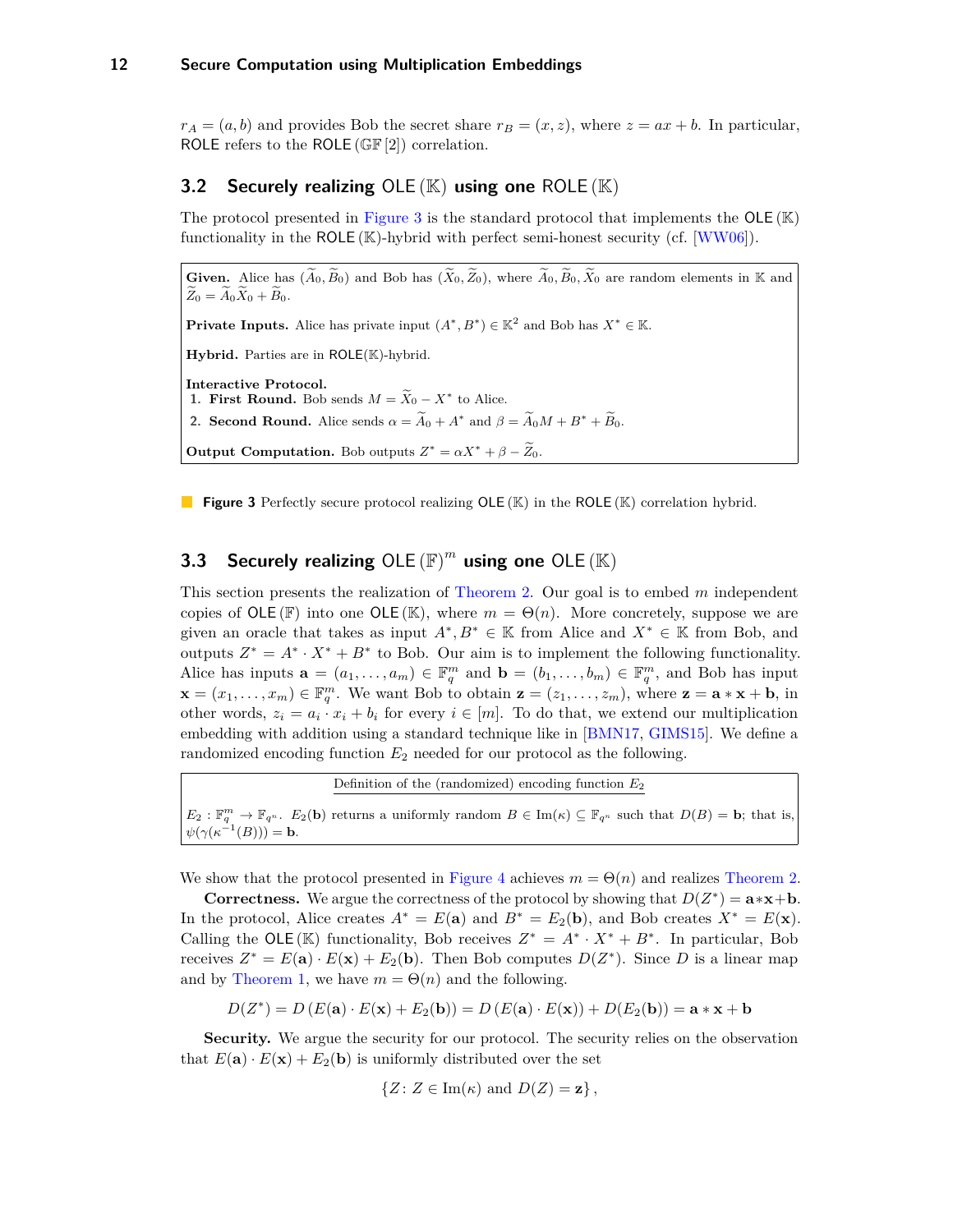$r_A = (a, b)$ and provides Bob the secret share $r_B = (x, z)$, where $z = ax + b$. In particular, ROLE refers to the ROLE $(\mathbb{GF}[2])$ correlation.

## 3.2 Securely realizing OLE $(\mathbb{K})$ using one ROLE $(\mathbb{K})$

The protocol presented in Figure 3 is the standard protocol that implements the OLE $(\mathbb{K})$ functionality in the ROLE $(\mathbb{K})$-hybrid with perfect semi-honest security (cf. [WW06]).

**Given.** Alice has $(\widetilde{A}_0, \widetilde{B}_0)$ and Bob has $(\widetilde{X}_0, \widetilde{Z}_0)$, where $\widetilde{A}_0, \widetilde{B}_0, \widetilde{X}_0$ are random elements in $\mathbb{K}$ and $\widetilde{Z}_0 = \widetilde{A}_0\widetilde{X}_0 + \widetilde{B}_0$.

**Private Inputs.** Alice has private input $(A^*, B^*) \in \mathbb{K}^2$ and Bob has $X^* \in \mathbb{K}$.

**Hybrid.** Parties are in ROLE$(\mathbb{K})$-hybrid.

**Interactive Protocol.**
1. **First Round.** Bob sends $M = \widetilde{X}_0 - X^*$ to Alice.
2. **Second Round.** Alice sends $\alpha = \widetilde{A}_0 + A^*$ and $\beta = \widetilde{A}_0 M + B^* + \widetilde{B}_0$.

**Output Computation.** Bob outputs $Z^* = \alpha X^* + \beta - \widetilde{Z}_0$.

**Figure 3** Perfectly secure protocol realizing OLE $(\mathbb{K})$ in the ROLE $(\mathbb{K})$ correlation hybrid.

## 3.3 Securely realizing OLE $(\mathbb{F})^m$ using one OLE $(\mathbb{K})$

This section presents the realization of Theorem 2. Our goal is to embed $m$ independent copies of OLE $(\mathbb{F})$ into one OLE $(\mathbb{K})$, where $m = \Theta(n)$. More concretely, suppose we are given an oracle that takes as input $A^*, B^* \in \mathbb{K}$ from Alice and $X^* \in \mathbb{K}$ from Bob, and outputs $Z^* = A^* \cdot X^* + B^*$ to Bob. Our aim is to implement the following functionality. Alice has inputs $\mathbf{a} = (a_1, \ldots, a_m) \in \mathbb{F}_q^m$ and $\mathbf{b} = (b_1, \ldots, b_m) \in \mathbb{F}_q^m$, and Bob has input $\mathbf{x} = (x_1, \ldots, x_m) \in \mathbb{F}_q^m$. We want Bob to obtain $\mathbf{z} = (z_1, \ldots, z_m)$, where $\mathbf{z} = \mathbf{a} * \mathbf{x} + \mathbf{b}$, in other words, $z_i = a_i \cdot x_i + b_i$ for every $i \in [m]$. To do that, we extend our multiplication embedding with addition using a standard technique like in [BMN17, GIMS15]. We define a randomized encoding function $E_2$ needed for our protocol as the following.

Definition of the (randomized) encoding function $E_2$

$E_2 \colon \mathbb{F}_q^m \to \mathbb{F}_{q^n}$. $E_2(\mathbf{b})$ returns a uniformly random $B \in \mathrm{Im}(\kappa) \subseteq \mathbb{F}_{q^n}$ such that $D(B) = \mathbf{b}$; that is, $\psi(\gamma(\kappa^{-1}(B))) = \mathbf{b}$.

We show that the protocol presented in Figure 4 achieves $m = \Theta(n)$ and realizes Theorem 2.

**Correctness.** We argue the correctness of the protocol by showing that $D(Z^*) = \mathbf{a}*\mathbf{x}+\mathbf{b}$. In the protocol, Alice creates $A^* = E(\mathbf{a})$ and $B^* = E_2(\mathbf{b})$, and Bob creates $X^* = E(\mathbf{x})$. Calling the OLE $(\mathbb{K})$ functionality, Bob receives $Z^* = A^* \cdot X^* + B^*$. In particular, Bob receives $Z^* = E(\mathbf{a}) \cdot E(\mathbf{x}) + E_2(\mathbf{b})$. Then Bob computes $D(Z^*)$. Since $D$ is a linear map and by Theorem 1, we have $m = \Theta(n)$ and the following.

$$D(Z^*) = D\left(E(\mathbf{a}) \cdot E(\mathbf{x}) + E_2(\mathbf{b})\right) = D\left(E(\mathbf{a}) \cdot E(\mathbf{x})\right) + D(E_2(\mathbf{b})) = \mathbf{a} * \mathbf{x} + \mathbf{b}$$

**Security.** We argue the security for our protocol. The security relies on the observation that $E(\mathbf{a}) \cdot E(\mathbf{x}) + E_2(\mathbf{b})$ is uniformly distributed over the set

$$\{Z \colon Z \in \mathrm{Im}(\kappa) \text{ and } D(Z) = \mathbf{z}\},$$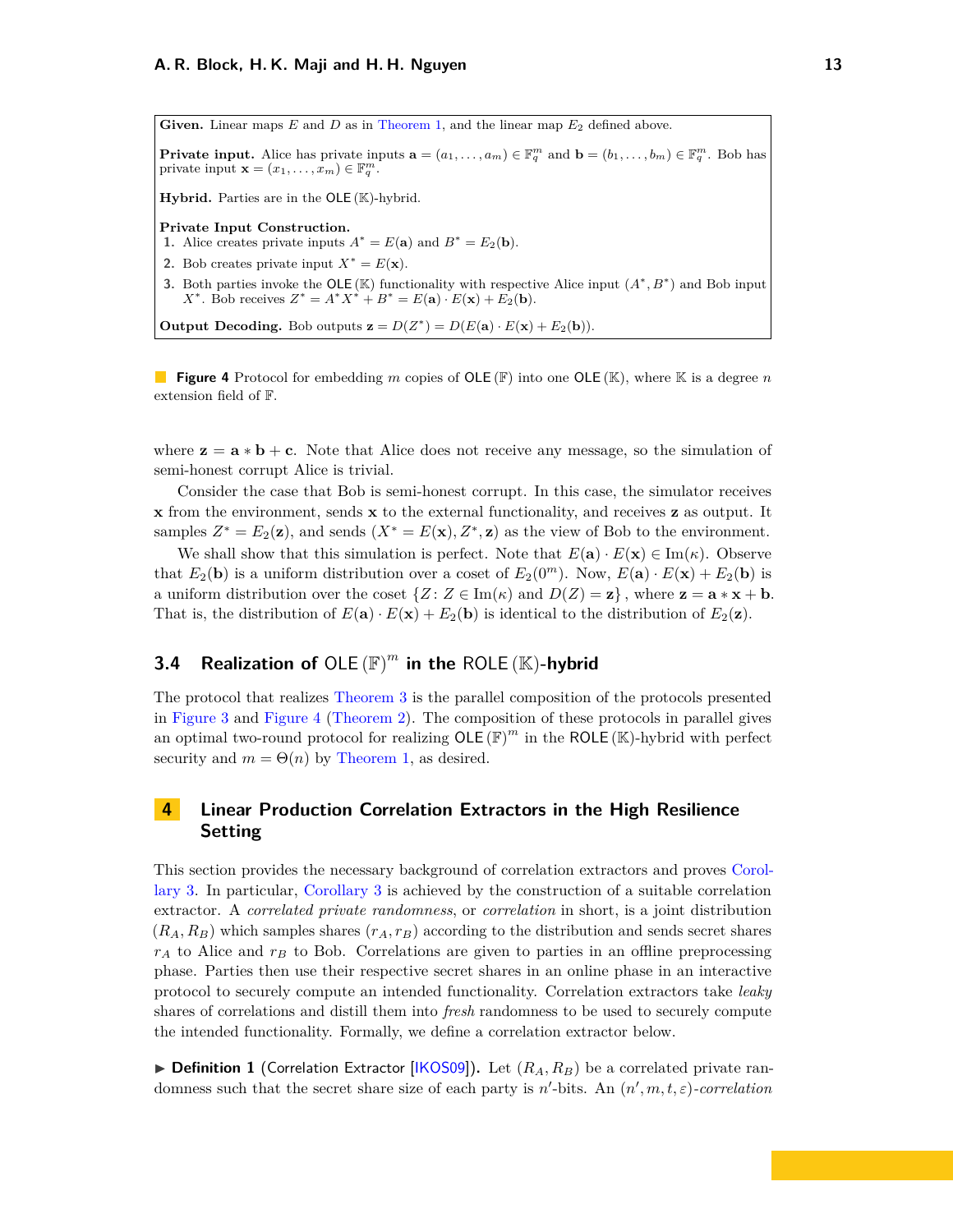**Given.** Linear maps $E$ and $D$ as in Theorem 1, and the linear map $E_2$ defined above.

**Private input.** Alice has private inputs $\mathbf{a} = (a_1, \dots, a_m) \in \mathbb{F}_q^m$ and $\mathbf{b} = (b_1, \dots, b_m) \in \mathbb{F}_q^m$. Bob has private input $\mathbf{x} = (x_1, \dots, x_m) \in \mathbb{F}_q^m$.

**Hybrid.** Parties are in the $\mathsf{OLE}(\mathbb{K})$-hybrid.

**Private Input Construction.**
1. Alice creates private inputs $A^* = E(\mathbf{a})$ and $B^* = E_2(\mathbf{b})$.
2. Bob creates private input $X^* = E(\mathbf{x})$.
3. Both parties invoke the $\mathsf{OLE}(\mathbb{K})$ functionality with respective Alice input $(A^*, B^*)$ and Bob input $X^*$. Bob receives $Z^* = A^*X^* + B^* = E(\mathbf{a}) \cdot E(\mathbf{x}) + E_2(\mathbf{b})$.

**Output Decoding.** Bob outputs $\mathbf{z} = D(Z^*) = D(E(\mathbf{a}) \cdot E(\mathbf{x}) + E_2(\mathbf{b}))$.

**Figure 4** Protocol for embedding $m$ copies of $\mathsf{OLE}(\mathbb{F})$ into one $\mathsf{OLE}(\mathbb{K})$, where $\mathbb{K}$ is a degree $n$ extension field of $\mathbb{F}$.

where $\mathbf{z} = \mathbf{a} * \mathbf{b} + \mathbf{c}$. Note that Alice does not receive any message, so the simulation of semi-honest corrupt Alice is trivial.

Consider the case that Bob is semi-honest corrupt. In this case, the simulator receives $\mathbf{x}$ from the environment, sends $\mathbf{x}$ to the external functionality, and receives $\mathbf{z}$ as output. It samples $Z^* = E_2(\mathbf{z})$, and sends $(X^* = E(\mathbf{x}), Z^*, \mathbf{z})$ as the view of Bob to the environment.

We shall show that this simulation is perfect. Note that $E(\mathbf{a}) \cdot E(\mathbf{x}) \in \mathrm{Im}(\kappa)$. Observe that $E_2(\mathbf{b})$ is a uniform distribution over a coset of $E_2(0^m)$. Now, $E(\mathbf{a}) \cdot E(\mathbf{x}) + E_2(\mathbf{b})$ is a uniform distribution over the coset $\{Z : Z \in \mathrm{Im}(\kappa) \text{ and } D(Z) = \mathbf{z}\}$, where $\mathbf{z} = \mathbf{a} * \mathbf{x} + \mathbf{b}$. That is, the distribution of $E(\mathbf{a}) \cdot E(\mathbf{x}) + E_2(\mathbf{b})$ is identical to the distribution of $E_2(\mathbf{z})$.

### 3.4 Realization of $\mathsf{OLE}(\mathbb{F})^m$ in the $\mathsf{ROLE}(\mathbb{K})$-hybrid

The protocol that realizes Theorem 3 is the parallel composition of the protocols presented in Figure 3 and Figure 4 (Theorem 2). The composition of these protocols in parallel gives an optimal two-round protocol for realizing $\mathsf{OLE}(\mathbb{F})^m$ in the $\mathsf{ROLE}(\mathbb{K})$-hybrid with perfect security and $m = \Theta(n)$ by Theorem 1, as desired.

## 4 Linear Production Correlation Extractors in the High Resilience Setting

This section provides the necessary background of correlation extractors and proves Corollary 3. In particular, Corollary 3 is achieved by the construction of a suitable correlation extractor. A *correlated private randomness*, or *correlation* in short, is a joint distribution $(R_A, R_B)$ which samples shares $(r_A, r_B)$ according to the distribution and sends secret shares $r_A$ to Alice and $r_B$ to Bob. Correlations are given to parties in an offline preprocessing phase. Parties then use their respective secret shares in an online phase in an interactive protocol to securely compute an intended functionality. Correlation extractors take *leaky* shares of correlations and distill them into *fresh* randomness to be used to securely compute the intended functionality. Formally, we define a correlation extractor below.

▶ **Definition 1** (Correlation Extractor [IKOS09]). Let $(R_A, R_B)$ be a correlated private randomness such that the secret share size of each party is $n'$-bits. An $(n', m, t, \varepsilon)$-*correlation*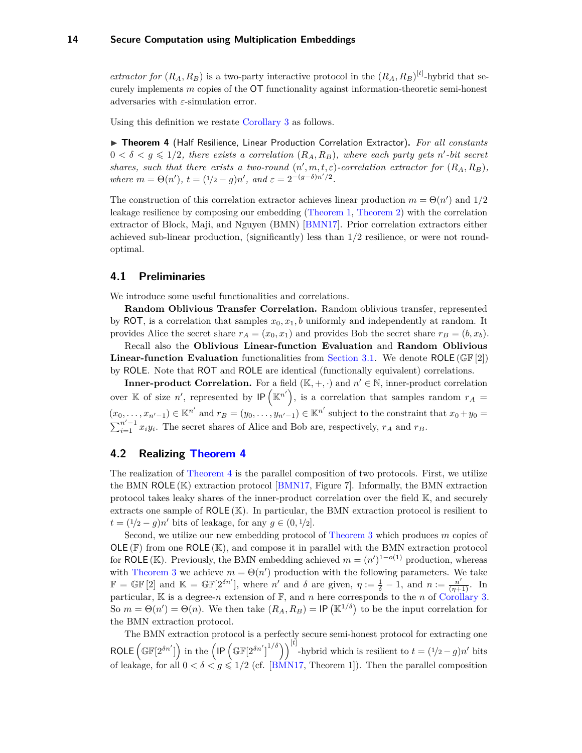*extractor for* $(R_A, R_B)$ is a two-party interactive protocol in the $(R_A, R_B)^{[t]}$-hybrid that securely implements $m$ copies of the OT functionality against information-theoretic semi-honest adversaries with $\varepsilon$-simulation error.

Using this definition we restate Corollary 3 as follows.

▶ **Theorem 4** (Half Resilience, Linear Production Correlation Extractor)**.** *For all constants* $0 < \delta < g \leqslant 1/2$*, there exists a correlation* $(R_A, R_B)$*, where each party gets* $n'$*-bit secret shares, such that there exists a two-round* $(n', m, t, \varepsilon)$*-correlation extractor for* $(R_A, R_B)$*, where* $m = \Theta(n')$*,* $t = (1/2 - g)n'$*, and* $\varepsilon = 2^{-(g-\delta)n'/2}$*.*

The construction of this correlation extractor achieves linear production $m = \Theta(n')$ and $1/2$ leakage resilience by composing our embedding (Theorem 1, Theorem 2) with the correlation extractor of Block, Maji, and Nguyen (BMN) [BMN17]. Prior correlation extractors either achieved sub-linear production, (significantly) less than $1/2$ resilience, or were not round-optimal.

## 4.1 Preliminaries

We introduce some useful functionalities and correlations.

**Random Oblivious Transfer Correlation.** Random oblivious transfer, represented by ROT, is a correlation that samples $x_0, x_1, b$ uniformly and independently at random. It provides Alice the secret share $r_A = (x_0, x_1)$ and provides Bob the secret share $r_B = (b, x_b)$.

Recall also the **Oblivious Linear-function Evaluation** and **Random Oblivious Linear-function Evaluation** functionalities from Section 3.1. We denote $\mathsf{ROLE}(\mathbb{GF}[2])$ by ROLE. Note that ROT and ROLE are identical (functionally equivalent) correlations.

**Inner-product Correlation.** For a field $(\mathbb{K}, +, \cdot)$ and $n' \in \mathbb{N}$, inner-product correlation over $\mathbb{K}$ of size $n'$, represented by $\mathsf{IP}\left(\mathbb{K}^{n'}\right)$, is a correlation that samples random $r_A = (x_0, \dots, x_{n'-1}) \in \mathbb{K}^{n'}$ and $r_B = (y_0, \dots, y_{n'-1}) \in \mathbb{K}^{n'}$ subject to the constraint that $x_0 + y_0 = \sum_{i=1}^{n'-1} x_i y_i$. The secret shares of Alice and Bob are, respectively, $r_A$ and $r_B$.

## 4.2 Realizing Theorem 4

The realization of Theorem 4 is the parallel composition of two protocols. First, we utilize the BMN $\mathsf{ROLE}(\mathbb{K})$ extraction protocol [BMN17, Figure 7]. Informally, the BMN extraction protocol takes leaky shares of the inner-product correlation over the field $\mathbb{K}$, and securely extracts one sample of $\mathsf{ROLE}(\mathbb{K})$. In particular, the BMN extraction protocol is resilient to $t = (1/2 - g)n'$ bits of leakage, for any $g \in (0, 1/2]$.

Second, we utilize our new embedding protocol of Theorem 3 which produces $m$ copies of $\mathsf{OLE}(\mathbb{F})$ from one $\mathsf{ROLE}(\mathbb{K})$, and compose it in parallel with the BMN extraction protocol for $\mathsf{ROLE}(\mathbb{K})$. Previously, the BMN embedding achieved $m = (n')^{1-o(1)}$ production, whereas with Theorem 3 we achieve $m = \Theta(n')$ production with the following parameters. We take $\mathbb{F} = \mathbb{GF}[2]$ and $\mathbb{K} = \mathbb{GF}[2^{\delta n'}]$, where $n'$ and $\delta$ are given, $\eta := \frac{1}{\delta} - 1$, and $n := \frac{n'}{(\eta+1)}$. In particular, $\mathbb{K}$ is a degree-$n$ extension of $\mathbb{F}$, and $n$ here corresponds to the $n$ of Corollary 3. So $m = \Theta(n') = \Theta(n)$. We then take $(R_A, R_B) = \mathsf{IP}\left(\mathbb{K}^{1/\delta}\right)$ to be the input correlation for the BMN extraction protocol.

The BMN extraction protocol is a perfectly secure semi-honest protocol for extracting one $\mathsf{ROLE}\left(\mathbb{GF}[2^{\delta n'}]\right)$ in the $\left(\mathsf{IP}\left(\mathbb{GF}[2^{\delta n'}]^{1/\delta}\right)\right)^{[t]}$-hybrid which is resilient to $t = (1/2 - g)n'$ bits of leakage, for all $0 < \delta < g \leqslant 1/2$ (cf. [BMN17, Theorem 1]). Then the parallel composition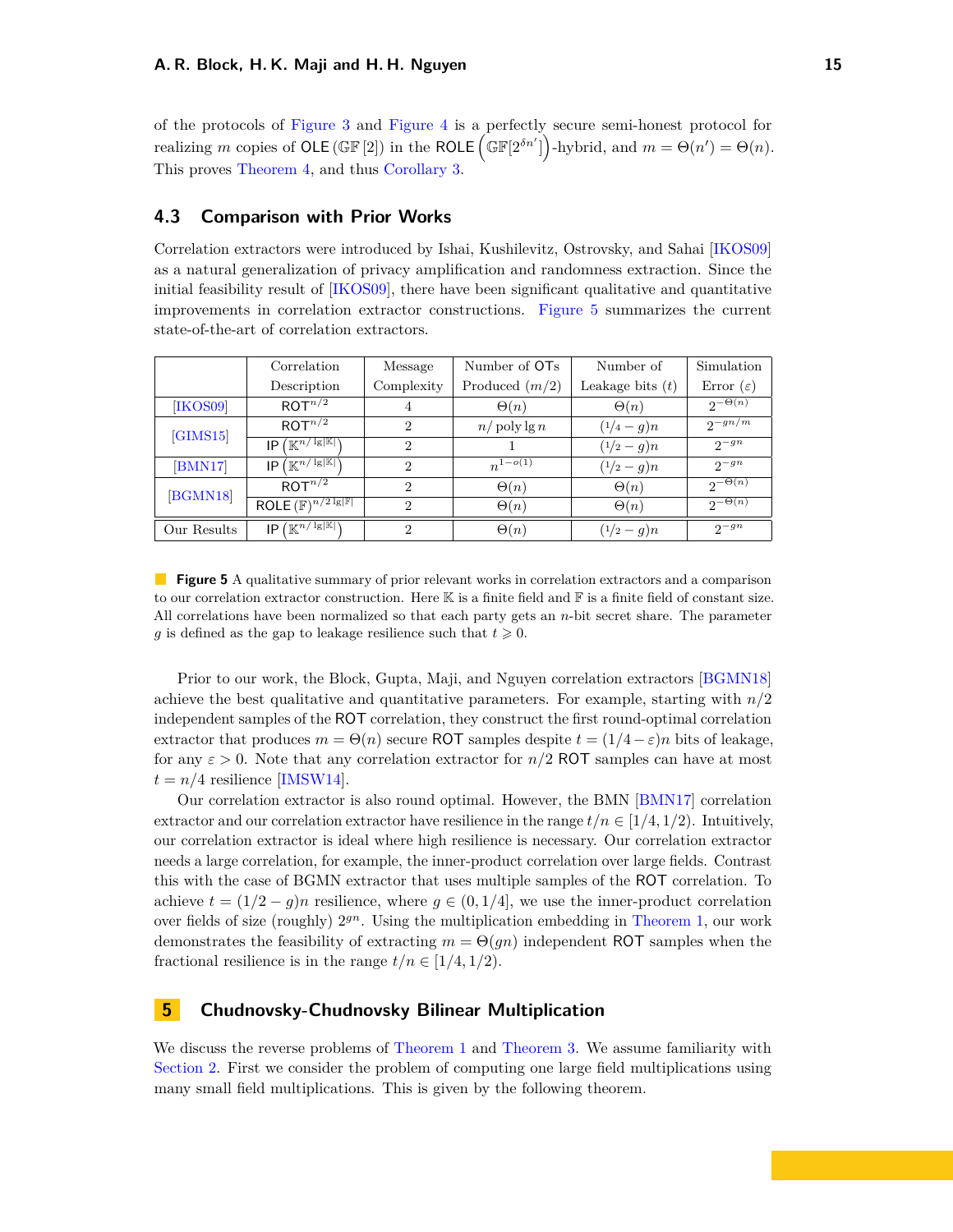of the protocols of Figure 3 and Figure 4 is a perfectly secure semi-honest protocol for realizing $m$ copies of $\mathsf{OLE}(\mathbb{GF}[2])$ in the $\mathsf{ROLE}\left(\mathbb{GF}[2^{\delta n'}]\right)$-hybrid, and $m = \Theta(n') = \Theta(n)$. This proves Theorem 4, and thus Corollary 3.

## 4.3 Comparison with Prior Works

Correlation extractors were introduced by Ishai, Kushilevitz, Ostrovsky, and Sahai [IKOS09] as a natural generalization of privacy amplification and randomness extraction. Since the initial feasibility result of [IKOS09], there have been significant qualitative and quantitative improvements in correlation extractor constructions. Figure 5 summarizes the current state-of-the-art of correlation extractors.

| | Correlation Description | Message Complexity | Number of OTs Produced ($m/2$) | Number of Leakage bits ($t$) | Simulation Error ($\varepsilon$) |
|---|---|---|---|---|---|
| [IKOS09] | $\mathsf{ROT}^{n/2}$ | 4 | $\Theta(n)$ | $\Theta(n)$ | $2^{-\Theta(n)}$ |
| [GIMS15] | $\mathsf{ROT}^{n/2}$ | 2 | $n/\operatorname{poly}\lg n$ | $(1/4 - g)n$ | $2^{-gn/m}$ |
| | $\mathsf{IP}\left(\mathbb{K}^{n/\lg\lvert\mathbb{K}\rvert}\right)$ | 2 | 1 | $(1/2 - g)n$ | $2^{-gn}$ |
| [BMN17] | $\mathsf{IP}\left(\mathbb{K}^{n/\lg\lvert\mathbb{K}\rvert}\right)$ | 2 | $n^{1-o(1)}$ | $(1/2 - g)n$ | $2^{-gn}$ |
| [BGMN18] | $\mathsf{ROT}^{n/2}$ | 2 | $\Theta(n)$ | $\Theta(n)$ | $2^{-\Theta(n)}$ |
| | $\mathsf{ROLE}(\mathbb{F})^{n/2\lg\lvert\mathbb{F}\rvert}$ | 2 | $\Theta(n)$ | $\Theta(n)$ | $2^{-\Theta(n)}$ |
| Our Results | $\mathsf{IP}\left(\mathbb{K}^{n/\lg\lvert\mathbb{K}\rvert}\right)$ | 2 | $\Theta(n)$ | $(1/2 - g)n$ | $2^{-gn}$ |

**Figure 5** A qualitative summary of prior relevant works in correlation extractors and a comparison to our correlation extractor construction. Here $\mathbb{K}$ is a finite field and $\mathbb{F}$ is a finite field of constant size. All correlations have been normalized so that each party gets an $n$-bit secret share. The parameter $g$ is defined as the gap to leakage resilience such that $t \geqslant 0$.

Prior to our work, the Block, Gupta, Maji, and Nguyen correlation extractors [BGMN18] achieve the best qualitative and quantitative parameters. For example, starting with $n/2$ independent samples of the $\mathsf{ROT}$ correlation, they construct the first round-optimal correlation extractor that produces $m = \Theta(n)$ secure $\mathsf{ROT}$ samples despite $t = (1/4 - \varepsilon)n$ bits of leakage, for any $\varepsilon > 0$. Note that any correlation extractor for $n/2$ $\mathsf{ROT}$ samples can have at most $t = n/4$ resilience [IMSW14].

Our correlation extractor is also round optimal. However, the BMN [BMN17] correlation extractor and our correlation extractor have resilience in the range $t/n \in [1/4, 1/2)$. Intuitively, our correlation extractor is ideal where high resilience is necessary. Our correlation extractor needs a large correlation, for example, the inner-product correlation over large fields. Contrast this with the case of BGMN extractor that uses multiple samples of the $\mathsf{ROT}$ correlation. To achieve $t = (1/2 - g)n$ resilience, where $g \in (0, 1/4]$, we use the inner-product correlation over fields of size (roughly) $2^{gn}$. Using the multiplication embedding in Theorem 1, our work demonstrates the feasibility of extracting $m = \Theta(gn)$ independent $\mathsf{ROT}$ samples when the fractional resilience is in the range $t/n \in [1/4, 1/2)$.

# 5 Chudnovsky-Chudnovsky Bilinear Multiplication

We discuss the reverse problems of Theorem 1 and Theorem 3. We assume familiarity with Section 2. First we consider the problem of computing one large field multiplications using many small field multiplications. This is given by the following theorem.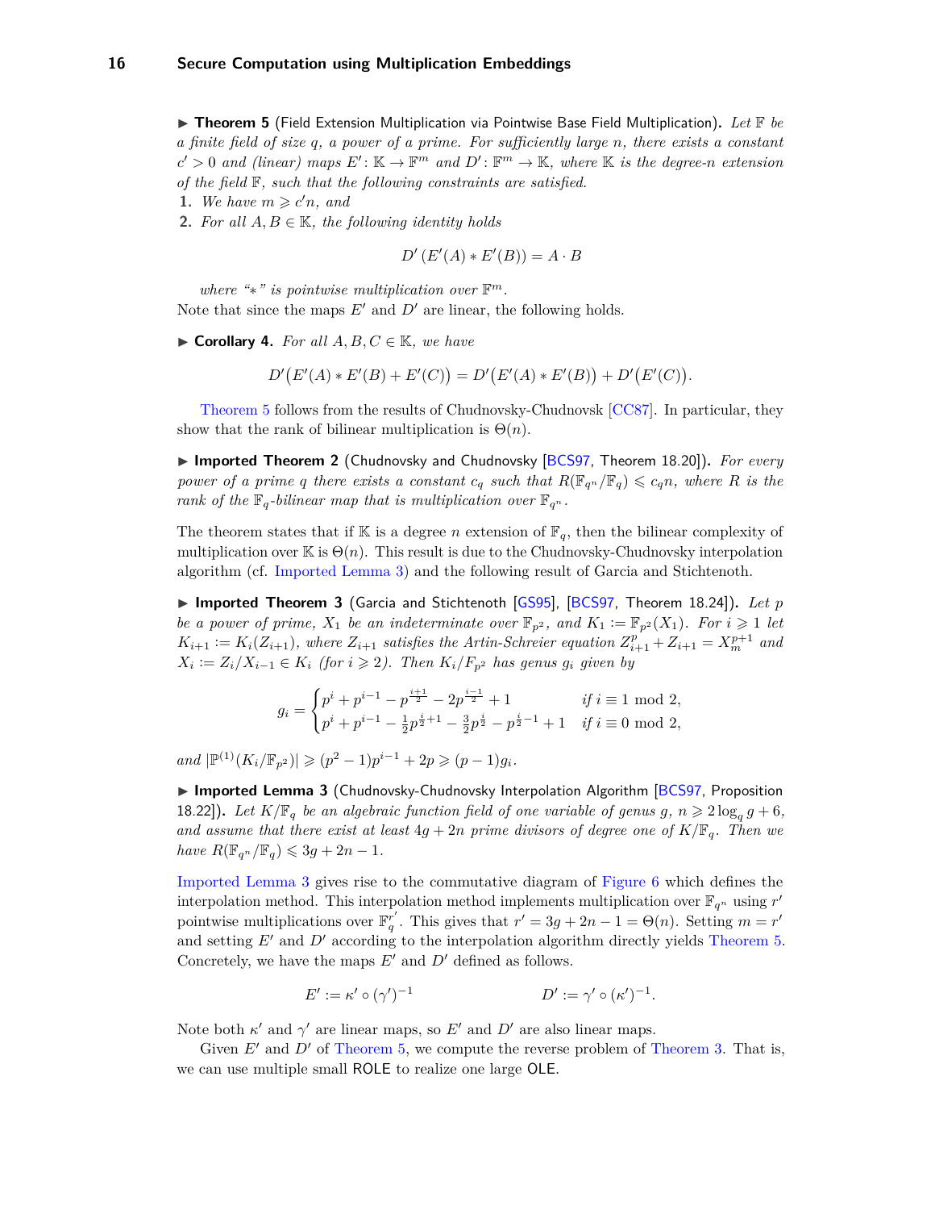▶ **Theorem 5** (Field Extension Multiplication via Pointwise Base Field Multiplication)**.** *Let $\mathbb{F}$ be a finite field of size $q$, a power of a prime. For sufficiently large $n$, there exists a constant $c' > 0$ and (linear) maps $E' \colon \mathbb{K} \to \mathbb{F}^m$ and $D' \colon \mathbb{F}^m \to \mathbb{K}$, where $\mathbb{K}$ is the degree-$n$ extension of the field $\mathbb{F}$, such that the following constraints are satisfied.*

1. *We have $m \geqslant c'n$, and*
2. *For all $A, B \in \mathbb{K}$, the following identity holds*

$$D'\left(E'(A) * E'(B)\right) = A \cdot B$$

*where "$*$" is pointwise multiplication over $\mathbb{F}^m$.*

Note that since the maps $E'$ and $D'$ are linear, the following holds.

▶ **Corollary 4.** *For all $A, B, C \in \mathbb{K}$, we have*

$$D'\big(E'(A) * E'(B) + E'(C)\big) = D'\big(E'(A) * E'(B)\big) + D'\big(E'(C)\big).$$

Theorem 5 follows from the results of Chudnovsky-Chudnovsk [CC87]. In particular, they show that the rank of bilinear multiplication is $\Theta(n)$.

▶ **Imported Theorem 2** (Chudnovsky and Chudnovsky [BCS97, Theorem 18.20])**.** *For every power of a prime $q$ there exists a constant $c_q$ such that $R(\mathbb{F}_{q^n}/\mathbb{F}_q) \leqslant c_q n$, where $R$ is the rank of the $\mathbb{F}_q$-bilinear map that is multiplication over $\mathbb{F}_{q^n}$.*

The theorem states that if $\mathbb{K}$ is a degree $n$ extension of $\mathbb{F}_q$, then the bilinear complexity of multiplication over $\mathbb{K}$ is $\Theta(n)$. This result is due to the Chudnovsky-Chudnovsky interpolation algorithm (cf. Imported Lemma 3) and the following result of Garcia and Stichtenoth.

▶ **Imported Theorem 3** (Garcia and Stichtenoth [GS95], [BCS97, Theorem 18.24])**.** *Let $p$ be a power of prime, $X_1$ be an indeterminate over $\mathbb{F}_{p^2}$, and $K_1 := \mathbb{F}_{p^2}(X_1)$. For $i \geqslant 1$ let $K_{i+1} := K_i(Z_{i+1})$, where $Z_{i+1}$ satisfies the Artin-Schreier equation $Z_{i+1}^p + Z_{i+1} = X_m^{p+1}$ and $X_i := Z_i/X_{i-1} \in K_i$ (for $i \geqslant 2$). Then $K_i/F_{p^2}$ has genus $g_i$ given by*

$$g_i = \begin{cases} p^i + p^{i-1} - p^{\frac{i+1}{2}} - 2p^{\frac{i-1}{2}} + 1 & \text{if } i \equiv 1 \bmod 2, \\ p^i + p^{i-1} - \frac{1}{2}p^{\frac{i}{2}+1} - \frac{3}{2}p^{\frac{i}{2}} - p^{\frac{i}{2}-1} + 1 & \text{if } i \equiv 0 \bmod 2, \end{cases}$$

*and $|\mathbb{P}^{(1)}(K_i/\mathbb{F}_{p^2})| \geqslant (p^2-1)p^{i-1} + 2p \geqslant (p-1)g_i$.*

▶ **Imported Lemma 3** (Chudnovsky-Chudnovsky Interpolation Algorithm [BCS97, Proposition 18.22])**.** *Let $K/\mathbb{F}_q$ be an algebraic function field of one variable of genus $g$, $n \geqslant 2\log_q g + 6$, and assume that there exist at least $4g + 2n$ prime divisors of degree one of $K/\mathbb{F}_q$. Then we have $R(\mathbb{F}_{q^n}/\mathbb{F}_q) \leqslant 3g + 2n - 1$.*

Imported Lemma 3 gives rise to the commutative diagram of Figure 6 which defines the interpolation method. This interpolation method implements multiplication over $\mathbb{F}_{q^n}$ using $r'$ pointwise multiplications over $\mathbb{F}_q^{r'}$. This gives that $r' = 3g + 2n - 1 = \Theta(n)$. Setting $m = r'$ and setting $E'$ and $D'$ according to the interpolation algorithm directly yields Theorem 5. Concretely, we have the maps $E'$ and $D'$ defined as follows.

$$E' := \kappa' \circ (\gamma')^{-1} \qquad\qquad D' := \gamma' \circ (\kappa')^{-1}.$$

Note both $\kappa'$ and $\gamma'$ are linear maps, so $E'$ and $D'$ are also linear maps.

Given $E'$ and $D'$ of Theorem 5, we compute the reverse problem of Theorem 3. That is, we can use multiple small ROLE to realize one large OLE.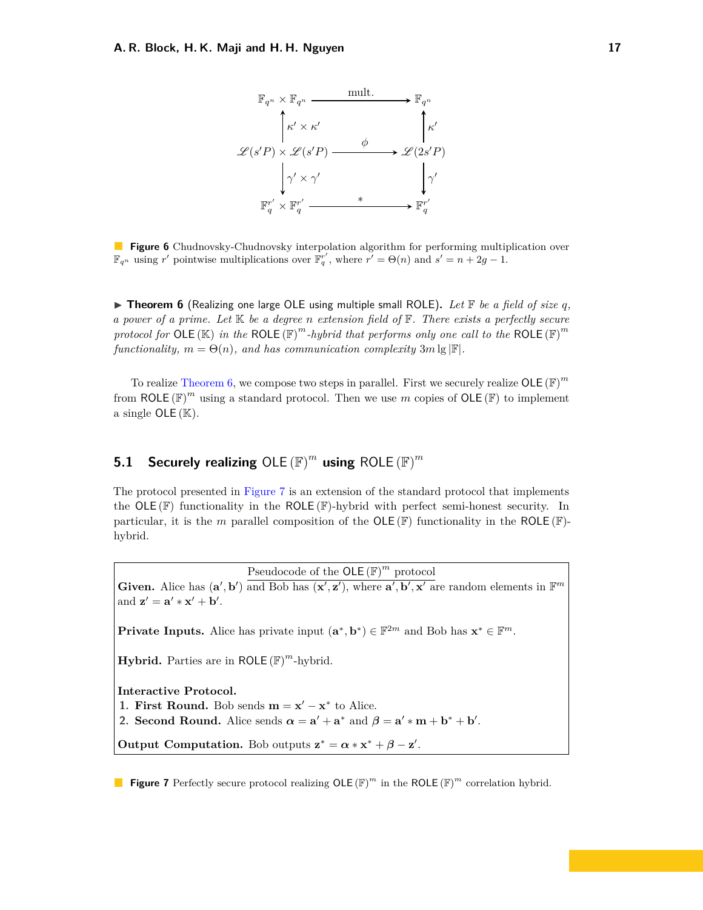$$
\begin{array}{ccc}
\mathbb{F}_{q^n} \times \mathbb{F}_{q^n} & \xrightarrow{\text{mult.}} & \mathbb{F}_{q^n} \\
\uparrow \kappa' \times \kappa' & & \uparrow \kappa' \\
\mathscr{L}(s'P) \times \mathscr{L}(s'P) & \xrightarrow{\phi} & \mathscr{L}(2s'P) \\
\downarrow \gamma' \times \gamma' & & \downarrow \gamma' \\
\mathbb{F}_q^{r'} \times \mathbb{F}_q^{r'} & \xrightarrow{*} & \mathbb{F}_q^{r'}
\end{array}
$$

**Figure 6** Chudnovsky-Chudnovsky interpolation algorithm for performing multiplication over $\mathbb{F}_{q^n}$ using $r'$ pointwise multiplications over $\mathbb{F}_q^{r'}$, where $r' = \Theta(n)$ and $s' = n + 2g - 1$.

▶ **Theorem 6** (Realizing one large OLE using multiple small ROLE). *Let $\mathbb{F}$ be a field of size $q$, a power of a prime. Let $\mathbb{K}$ be a degree $n$ extension field of $\mathbb{F}$. There exists a perfectly secure protocol for $\mathsf{OLE}(\mathbb{K})$ in the $\mathsf{ROLE}(\mathbb{F})^m$-hybrid that performs only one call to the $\mathsf{ROLE}(\mathbb{F})^m$ functionality, $m = \Theta(n)$, and has communication complexity $3m \lg |\mathbb{F}|$.*

To realize Theorem 6, we compose two steps in parallel. First we securely realize $\mathsf{OLE}(\mathbb{F})^m$ from $\mathsf{ROLE}(\mathbb{F})^m$ using a standard protocol. Then we use $m$ copies of $\mathsf{OLE}(\mathbb{F})$ to implement a single $\mathsf{OLE}(\mathbb{K})$.

## 5.1 Securely realizing $\mathsf{OLE}(\mathbb{F})^m$ using $\mathsf{ROLE}(\mathbb{F})^m$

The protocol presented in Figure 7 is an extension of the standard protocol that implements the $\mathsf{OLE}(\mathbb{F})$ functionality in the $\mathsf{ROLE}(\mathbb{F})$-hybrid with perfect semi-honest security. In particular, it is the $m$ parallel composition of the $\mathsf{OLE}(\mathbb{F})$ functionality in the $\mathsf{ROLE}(\mathbb{F})$-hybrid.

> Pseudocode of the $\mathsf{OLE}(\mathbb{F})^m$ protocol
>
> **Given.** Alice has $(\mathbf{a}', \mathbf{b}')$ and Bob has $(\mathbf{x}', \mathbf{z}')$, where $\mathbf{a}', \mathbf{b}', \mathbf{x}'$ are random elements in $\mathbb{F}^m$ and $\mathbf{z}' = \mathbf{a}' * \mathbf{x}' + \mathbf{b}'$.
>
> **Private Inputs.** Alice has private input $(\mathbf{a}^*, \mathbf{b}^*) \in \mathbb{F}^{2m}$ and Bob has $\mathbf{x}^* \in \mathbb{F}^m$.
>
> **Hybrid.** Parties are in $\mathsf{ROLE}(\mathbb{F})^m$-hybrid.
>
> **Interactive Protocol.**
> 1. **First Round.** Bob sends $\mathbf{m} = \mathbf{x}' - \mathbf{x}^*$ to Alice.
> 2. **Second Round.** Alice sends $\boldsymbol{\alpha} = \mathbf{a}' + \mathbf{a}^*$ and $\boldsymbol{\beta} = \mathbf{a}' * \mathbf{m} + \mathbf{b}^* + \mathbf{b}'$.
>
> **Output Computation.** Bob outputs $\mathbf{z}^* = \boldsymbol{\alpha} * \mathbf{x}^* + \boldsymbol{\beta} - \mathbf{z}'$.

**Figure 7** Perfectly secure protocol realizing $\mathsf{OLE}(\mathbb{F})^m$ in the $\mathsf{ROLE}(\mathbb{F})^m$ correlation hybrid.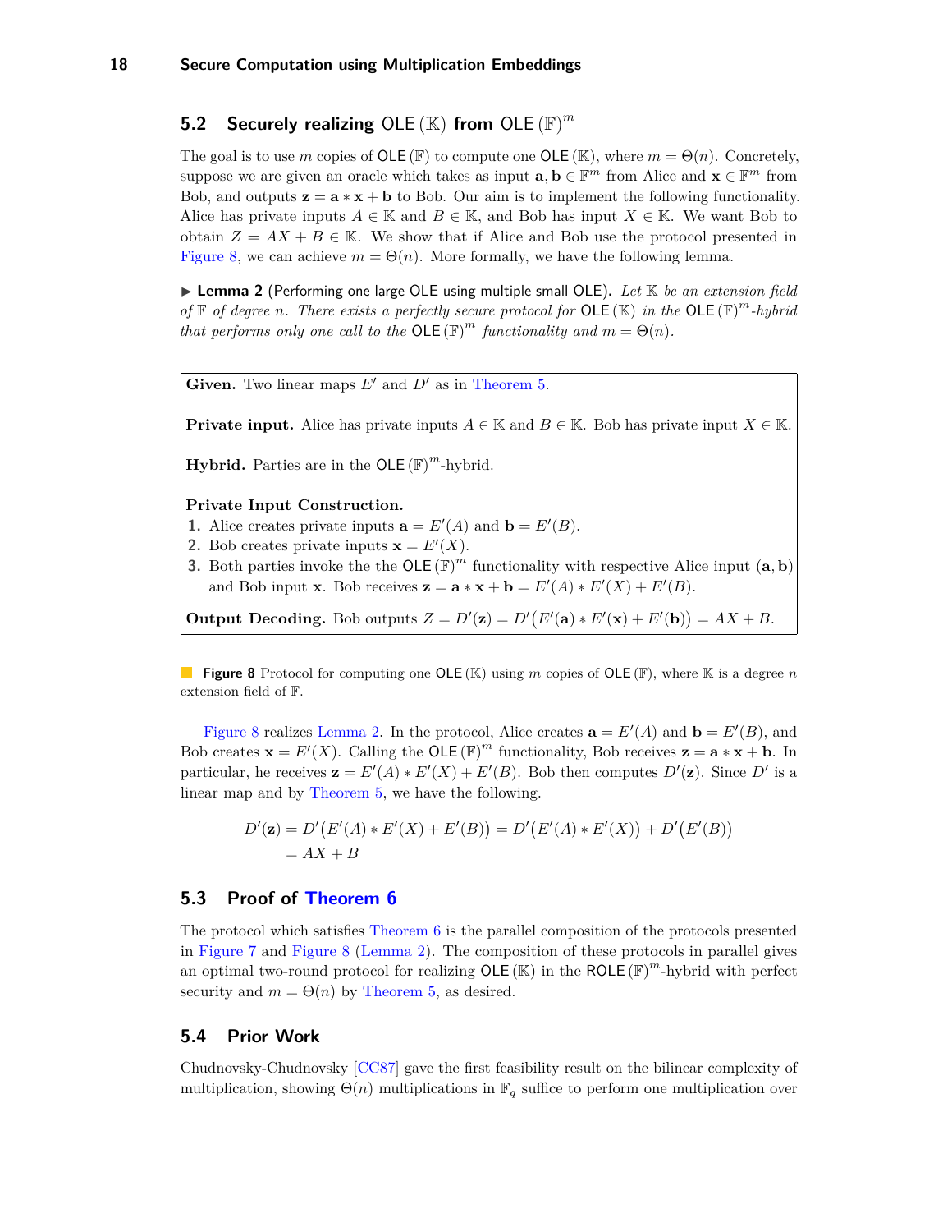## 5.2 Securely realizing $\mathsf{OLE}(\mathbb{K})$ from $\mathsf{OLE}(\mathbb{F})^m$

The goal is to use $m$ copies of $\mathsf{OLE}(\mathbb{F})$ to compute one $\mathsf{OLE}(\mathbb{K})$, where $m = \Theta(n)$. Concretely, suppose we are given an oracle which takes as input $\mathbf{a}, \mathbf{b} \in \mathbb{F}^m$ from Alice and $\mathbf{x} \in \mathbb{F}^m$ from Bob, and outputs $\mathbf{z} = \mathbf{a} * \mathbf{x} + \mathbf{b}$ to Bob. Our aim is to implement the following functionality. Alice has private inputs $A \in \mathbb{K}$ and $B \in \mathbb{K}$, and Bob has input $X \in \mathbb{K}$. We want Bob to obtain $Z = AX + B \in \mathbb{K}$. We show that if Alice and Bob use the protocol presented in Figure 8, we can achieve $m = \Theta(n)$. More formally, we have the following lemma.

▶ **Lemma 2** (Performing one large $\mathsf{OLE}$ using multiple small $\mathsf{OLE}$). *Let $\mathbb{K}$ be an extension field of $\mathbb{F}$ of degree $n$. There exists a perfectly secure protocol for $\mathsf{OLE}(\mathbb{K})$ in the $\mathsf{OLE}(\mathbb{F})^m$-hybrid that performs only one call to the $\mathsf{OLE}(\mathbb{F})^m$ functionality and $m = \Theta(n)$.*

**Given.** Two linear maps $E'$ and $D'$ as in Theorem 5.

**Private input.** Alice has private inputs $A \in \mathbb{K}$ and $B \in \mathbb{K}$. Bob has private input $X \in \mathbb{K}$.

**Hybrid.** Parties are in the $\mathsf{OLE}(\mathbb{F})^m$-hybrid.

**Private Input Construction.**

1. Alice creates private inputs $\mathbf{a} = E'(A)$ and $\mathbf{b} = E'(B)$.
2. Bob creates private inputs $\mathbf{x} = E'(X)$.
3. Both parties invoke the the $\mathsf{OLE}(\mathbb{F})^m$ functionality with respective Alice input $(\mathbf{a}, \mathbf{b})$ and Bob input $\mathbf{x}$. Bob receives $\mathbf{z} = \mathbf{a} * \mathbf{x} + \mathbf{b} = E'(A) * E'(X) + E'(B)$.

**Output Decoding.** Bob outputs $Z = D'(\mathbf{z}) = D'\big(E'(\mathbf{a}) * E'(\mathbf{x}) + E'(\mathbf{b})\big) = AX + B$.

**Figure 8** Protocol for computing one $\mathsf{OLE}(\mathbb{K})$ using $m$ copies of $\mathsf{OLE}(\mathbb{F})$, where $\mathbb{K}$ is a degree $n$ extension field of $\mathbb{F}$.

Figure 8 realizes Lemma 2. In the protocol, Alice creates $\mathbf{a} = E'(A)$ and $\mathbf{b} = E'(B)$, and Bob creates $\mathbf{x} = E'(X)$. Calling the $\mathsf{OLE}(\mathbb{F})^m$ functionality, Bob receives $\mathbf{z} = \mathbf{a} * \mathbf{x} + \mathbf{b}$. In particular, he receives $\mathbf{z} = E'(A) * E'(X) + E'(B)$. Bob then computes $D'(\mathbf{z})$. Since $D'$ is a linear map and by Theorem 5, we have the following.

$$
\begin{aligned}
D'(\mathbf{z}) &= D'\big(E'(A) * E'(X) + E'(B)\big) = D'\big(E'(A) * E'(X)\big) + D'\big(E'(B)\big) \\
&= AX + B
\end{aligned}
$$

## 5.3 Proof of Theorem 6

The protocol which satisfies Theorem 6 is the parallel composition of the protocols presented in Figure 7 and Figure 8 (Lemma 2). The composition of these protocols in parallel gives an optimal two-round protocol for realizing $\mathsf{OLE}(\mathbb{K})$ in the $\mathsf{ROLE}(\mathbb{F})^m$-hybrid with perfect security and $m = \Theta(n)$ by Theorem 5, as desired.

## 5.4 Prior Work

Chudnovsky-Chudnovsky [CC87] gave the first feasibility result on the bilinear complexity of multiplication, showing $\Theta(n)$ multiplications in $\mathbb{F}_q$ suffice to perform one multiplication over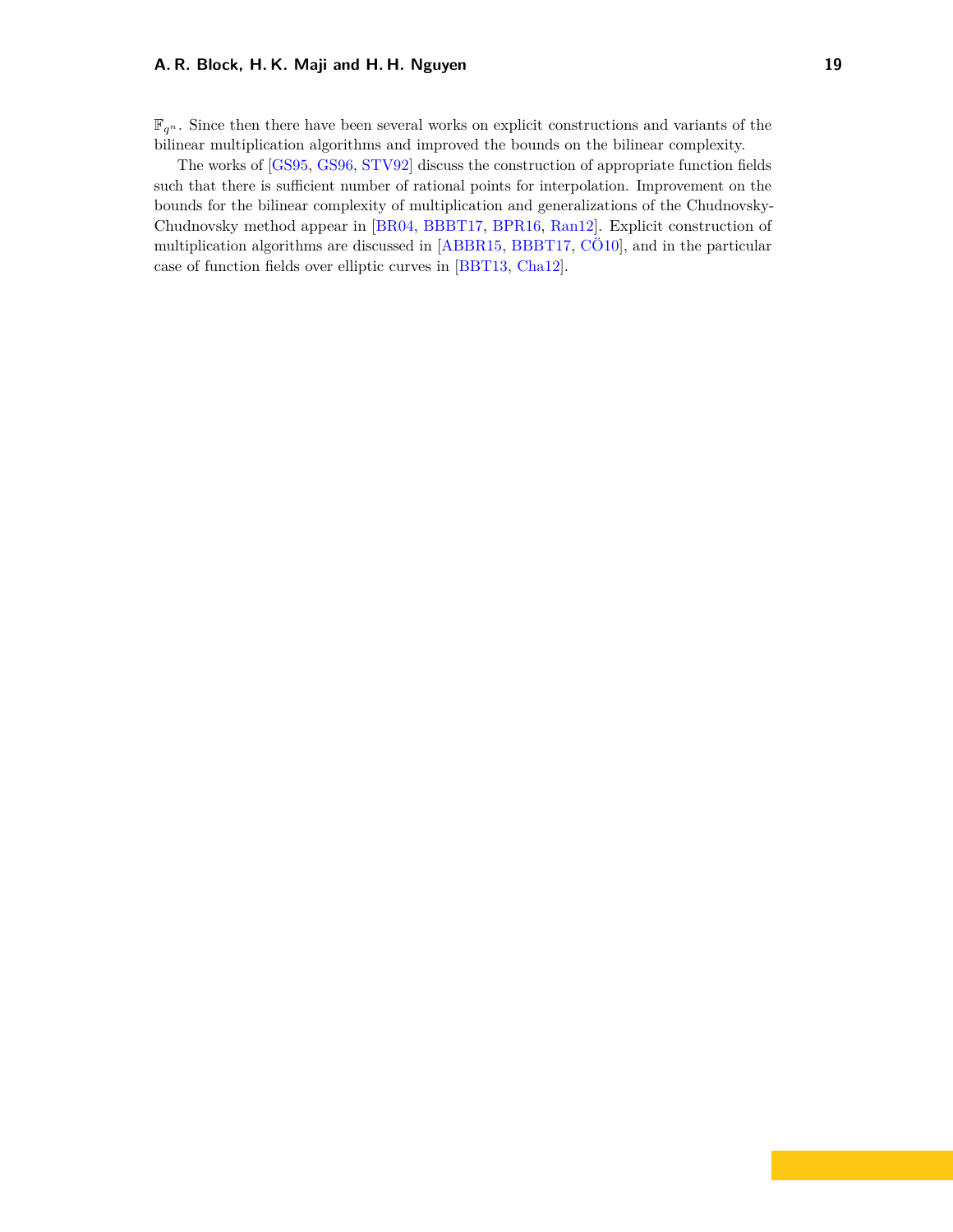$\mathbb{F}_{q^n}$. Since then there have been several works on explicit constructions and variants of the bilinear multiplication algorithms and improved the bounds on the bilinear complexity.

The works of [GS95, GS96, STV92] discuss the construction of appropriate function fields such that there is sufficient number of rational points for interpolation. Improvement on the bounds for the bilinear complexity of multiplication and generalizations of the Chudnovsky-Chudnovsky method appear in [BR04, BBBT17, BPR16, Ran12]. Explicit construction of multiplication algorithms are discussed in [ABBR15, BBBT17, CÖ10], and in the particular case of function fields over elliptic curves in [BBT13, Cha12].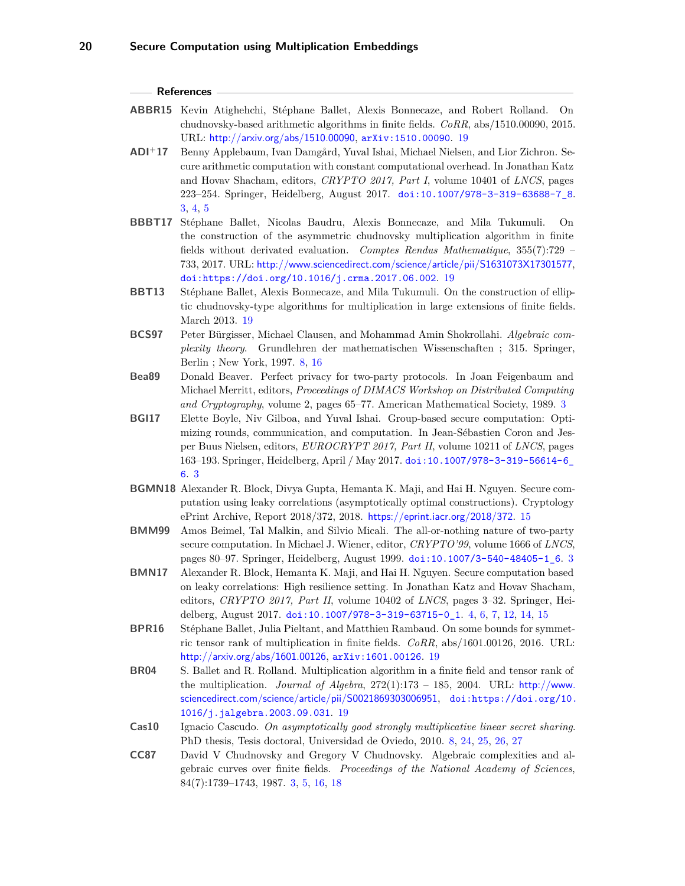## References

**ABBR15** Kevin Atighehchi, Stéphane Ballet, Alexis Bonnecaze, and Robert Rolland. On chudnovsky-based arithmetic algorithms in finite fields. *CoRR*, abs/1510.00090, 2015. URL: http://arxiv.org/abs/1510.00090, arXiv:1510.00090. 19

**ADI+17** Benny Applebaum, Ivan Damgård, Yuval Ishai, Michael Nielsen, and Lior Zichron. Secure arithmetic computation with constant computational overhead. In Jonathan Katz and Hovav Shacham, editors, *CRYPTO 2017, Part I*, volume 10401 of *LNCS*, pages 223–254. Springer, Heidelberg, August 2017. doi:10.1007/978-3-319-63688-7_8. 3, 4, 5

**BBBT17** Stéphane Ballet, Nicolas Baudru, Alexis Bonnecaze, and Mila Tukumuli. On the construction of the asymmetric chudnovsky multiplication algorithm in finite fields without derivated evaluation. *Comptes Rendus Mathematique*, 355(7):729 – 733, 2017. URL: http://www.sciencedirect.com/science/article/pii/S1631073X17301577, doi:https://doi.org/10.1016/j.crma.2017.06.002. 19

**BBT13** Stéphane Ballet, Alexis Bonnecaze, and Mila Tukumuli. On the construction of elliptic chudnovsky-type algorithms for multiplication in large extensions of finite fields. March 2013. 19

**BCS97** Peter Bürgisser, Michael Clausen, and Mohammad Amin Shokrollahi. *Algebraic complexity theory*. Grundlehren der mathematischen Wissenschaften ; 315. Springer, Berlin ; New York, 1997. 8, 16

**Bea89** Donald Beaver. Perfect privacy for two-party protocols. In Joan Feigenbaum and Michael Merritt, editors, *Proceedings of DIMACS Workshop on Distributed Computing and Cryptography*, volume 2, pages 65–77. American Mathematical Society, 1989. 3

**BGI17** Elette Boyle, Niv Gilboa, and Yuval Ishai. Group-based secure computation: Optimizing rounds, communication, and computation. In Jean-Sébastien Coron and Jesper Buus Nielsen, editors, *EUROCRYPT 2017, Part II*, volume 10211 of *LNCS*, pages 163–193. Springer, Heidelberg, April / May 2017. doi:10.1007/978-3-319-56614-6_6. 3

**BGMN18** Alexander R. Block, Divya Gupta, Hemanta K. Maji, and Hai H. Nguyen. Secure computation using leaky correlations (asymptotically optimal constructions). Cryptology ePrint Archive, Report 2018/372, 2018. https://eprint.iacr.org/2018/372. 15

**BMM99** Amos Beimel, Tal Malkin, and Silvio Micali. The all-or-nothing nature of two-party secure computation. In Michael J. Wiener, editor, *CRYPTO'99*, volume 1666 of *LNCS*, pages 80–97. Springer, Heidelberg, August 1999. doi:10.1007/3-540-48405-1_6. 3

**BMN17** Alexander R. Block, Hemanta K. Maji, and Hai H. Nguyen. Secure computation based on leaky correlations: High resilience setting. In Jonathan Katz and Hovav Shacham, editors, *CRYPTO 2017, Part II*, volume 10402 of *LNCS*, pages 3–32. Springer, Heidelberg, August 2017. doi:10.1007/978-3-319-63715-0_1. 4, 6, 7, 12, 14, 15

**BPR16** Stéphane Ballet, Julia Pieltant, and Matthieu Rambaud. On some bounds for symmetric tensor rank of multiplication in finite fields. *CoRR*, abs/1601.00126, 2016. URL: http://arxiv.org/abs/1601.00126, arXiv:1601.00126. 19

**BR04** S. Ballet and R. Rolland. Multiplication algorithm in a finite field and tensor rank of the multiplication. *Journal of Algebra*, 272(1):173 – 185, 2004. URL: http://www.sciencedirect.com/science/article/pii/S0021869303006951, doi:https://doi.org/10.1016/j.jalgebra.2003.09.031. 19

**Cas10** Ignacio Cascudo. *On asymptotically good strongly multiplicative linear secret sharing*. PhD thesis, Tesis doctoral, Universidad de Oviedo, 2010. 8, 24, 25, 26, 27

**CC87** David V Chudnovsky and Gregory V Chudnovsky. Algebraic complexities and algebraic curves over finite fields. *Proceedings of the National Academy of Sciences*, 84(7):1739–1743, 1987. 3, 5, 16, 18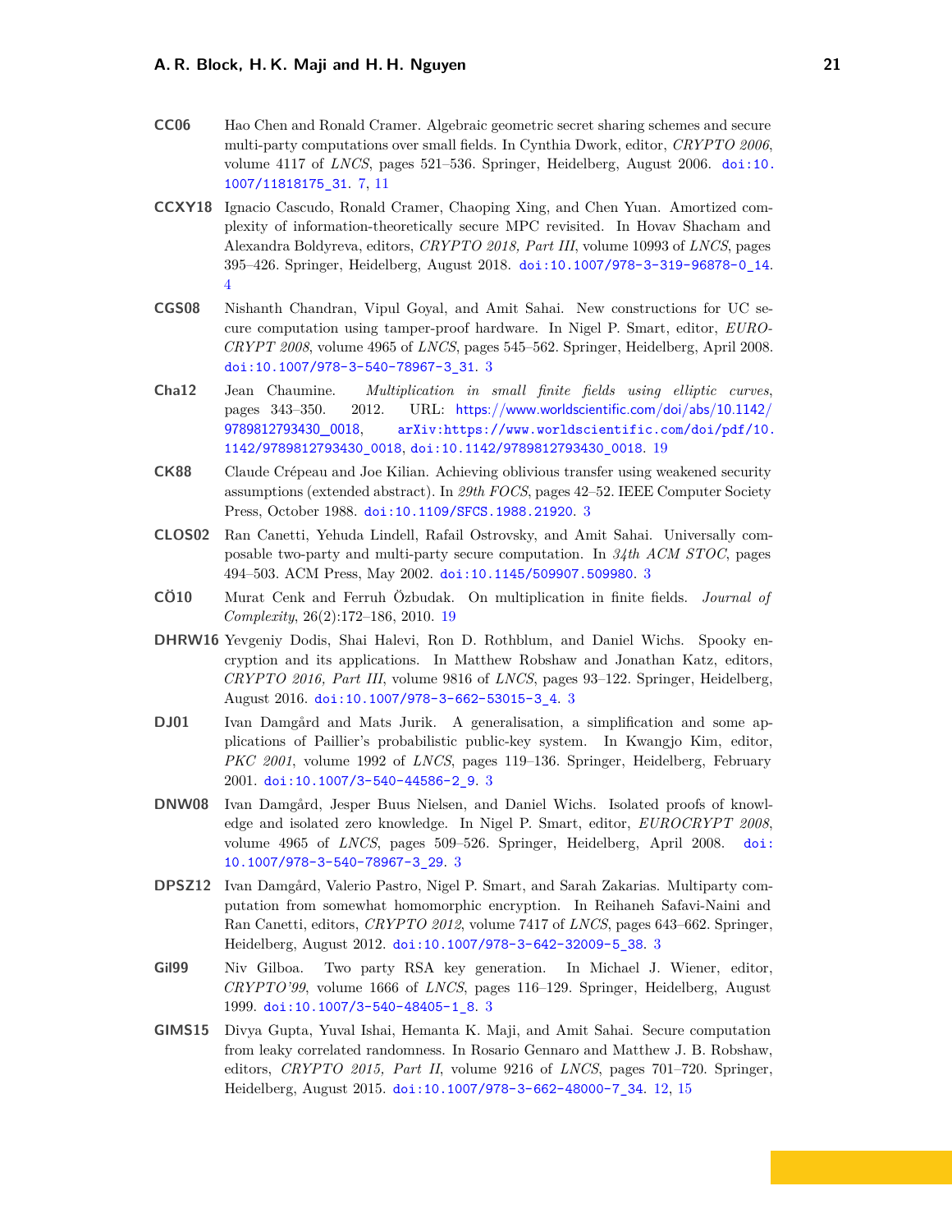**CC06** Hao Chen and Ronald Cramer. Algebraic geometric secret sharing schemes and secure multi-party computations over small fields. In Cynthia Dwork, editor, *CRYPTO 2006*, volume 4117 of *LNCS*, pages 521–536. Springer, Heidelberg, August 2006. doi:10.1007/11818175_31. 7, 11

**CCXY18** Ignacio Cascudo, Ronald Cramer, Chaoping Xing, and Chen Yuan. Amortized complexity of information-theoretically secure MPC revisited. In Hovav Shacham and Alexandra Boldyreva, editors, *CRYPTO 2018, Part III*, volume 10993 of *LNCS*, pages 395–426. Springer, Heidelberg, August 2018. doi:10.1007/978-3-319-96878-0_14. 4

**CGS08** Nishanth Chandran, Vipul Goyal, and Amit Sahai. New constructions for UC secure computation using tamper-proof hardware. In Nigel P. Smart, editor, *EUROCRYPT 2008*, volume 4965 of *LNCS*, pages 545–562. Springer, Heidelberg, April 2008. doi:10.1007/978-3-540-78967-3_31. 3

**Cha12** Jean Chaumine. *Multiplication in small finite fields using elliptic curves*, pages 343–350. 2012. URL: https://www.worldscientific.com/doi/abs/10.1142/9789812793430_0018, arXiv:https://www.worldscientific.com/doi/pdf/10.1142/9789812793430_0018, doi:10.1142/9789812793430_0018. 19

**CK88** Claude Crépeau and Joe Kilian. Achieving oblivious transfer using weakened security assumptions (extended abstract). In *29th FOCS*, pages 42–52. IEEE Computer Society Press, October 1988. doi:10.1109/SFCS.1988.21920. 3

**CLOS02** Ran Canetti, Yehuda Lindell, Rafail Ostrovsky, and Amit Sahai. Universally composable two-party and multi-party secure computation. In *34th ACM STOC*, pages 494–503. ACM Press, May 2002. doi:10.1145/509907.509980. 3

**CÖ10** Murat Cenk and Ferruh Özbudak. On multiplication in finite fields. *Journal of Complexity*, 26(2):172–186, 2010. 19

**DHRW16** Yevgeniy Dodis, Shai Halevi, Ron D. Rothblum, and Daniel Wichs. Spooky encryption and its applications. In Matthew Robshaw and Jonathan Katz, editors, *CRYPTO 2016, Part III*, volume 9816 of *LNCS*, pages 93–122. Springer, Heidelberg, August 2016. doi:10.1007/978-3-662-53015-3_4. 3

**DJ01** Ivan Damgård and Mats Jurik. A generalisation, a simplification and some applications of Paillier's probabilistic public-key system. In Kwangjo Kim, editor, *PKC 2001*, volume 1992 of *LNCS*, pages 119–136. Springer, Heidelberg, February 2001. doi:10.1007/3-540-44586-2_9. 3

**DNW08** Ivan Damgård, Jesper Buus Nielsen, and Daniel Wichs. Isolated proofs of knowledge and isolated zero knowledge. In Nigel P. Smart, editor, *EUROCRYPT 2008*, volume 4965 of *LNCS*, pages 509–526. Springer, Heidelberg, April 2008. doi:10.1007/978-3-540-78967-3_29. 3

**DPSZ12** Ivan Damgård, Valerio Pastro, Nigel P. Smart, and Sarah Zakarias. Multiparty computation from somewhat homomorphic encryption. In Reihaneh Safavi-Naini and Ran Canetti, editors, *CRYPTO 2012*, volume 7417 of *LNCS*, pages 643–662. Springer, Heidelberg, August 2012. doi:10.1007/978-3-642-32009-5_38. 3

**Gil99** Niv Gilboa. Two party RSA key generation. In Michael J. Wiener, editor, *CRYPTO'99*, volume 1666 of *LNCS*, pages 116–129. Springer, Heidelberg, August 1999. doi:10.1007/3-540-48405-1_8. 3

**GIMS15** Divya Gupta, Yuval Ishai, Hemanta K. Maji, and Amit Sahai. Secure computation from leaky correlated randomness. In Rosario Gennaro and Matthew J. B. Robshaw, editors, *CRYPTO 2015, Part II*, volume 9216 of *LNCS*, pages 701–720. Springer, Heidelberg, August 2015. doi:10.1007/978-3-662-48000-7_34. 12, 15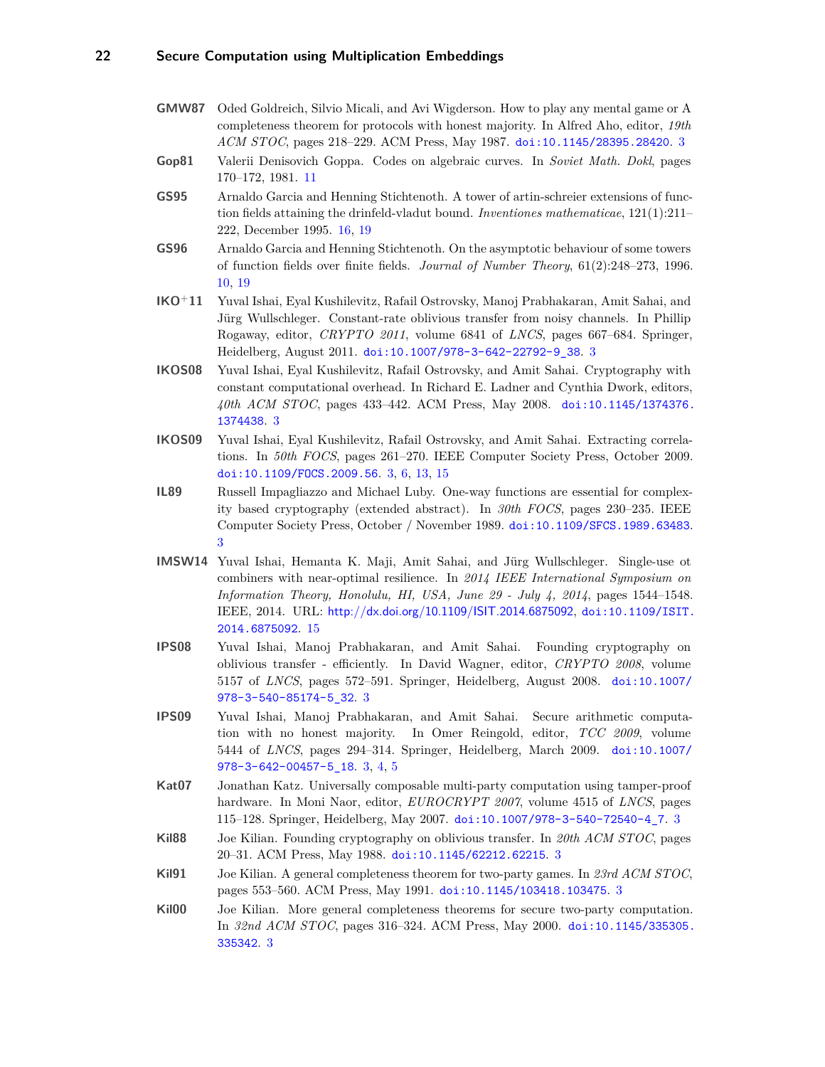**GMW87** Oded Goldreich, Silvio Micali, and Avi Wigderson. How to play any mental game or A completeness theorem for protocols with honest majority. In Alfred Aho, editor, *19th ACM STOC*, pages 218–229. ACM Press, May 1987. doi:10.1145/28395.28420. 3

**Gop81** Valerii Denisovich Goppa. Codes on algebraic curves. In *Soviet Math. Dokl*, pages 170–172, 1981. 11

**GS95** Arnaldo Garcia and Henning Stichtenoth. A tower of artin-schreier extensions of function fields attaining the drinfeld-vladut bound. *Inventiones mathematicae*, 121(1):211–222, December 1995. 16, 19

**GS96** Arnaldo Garcia and Henning Stichtenoth. On the asymptotic behaviour of some towers of function fields over finite fields. *Journal of Number Theory*, 61(2):248–273, 1996. 10, 19

**IKO+11** Yuval Ishai, Eyal Kushilevitz, Rafail Ostrovsky, Manoj Prabhakaran, Amit Sahai, and Jürg Wullschleger. Constant-rate oblivious transfer from noisy channels. In Phillip Rogaway, editor, *CRYPTO 2011*, volume 6841 of *LNCS*, pages 667–684. Springer, Heidelberg, August 2011. doi:10.1007/978-3-642-22792-9_38. 3

**IKOS08** Yuval Ishai, Eyal Kushilevitz, Rafail Ostrovsky, and Amit Sahai. Cryptography with constant computational overhead. In Richard E. Ladner and Cynthia Dwork, editors, *40th ACM STOC*, pages 433–442. ACM Press, May 2008. doi:10.1145/1374376.1374438. 3

**IKOS09** Yuval Ishai, Eyal Kushilevitz, Rafail Ostrovsky, and Amit Sahai. Extracting correlations. In *50th FOCS*, pages 261–270. IEEE Computer Society Press, October 2009. doi:10.1109/FOCS.2009.56. 3, 6, 13, 15

**IL89** Russell Impagliazzo and Michael Luby. One-way functions are essential for complexity based cryptography (extended abstract). In *30th FOCS*, pages 230–235. IEEE Computer Society Press, October / November 1989. doi:10.1109/SFCS.1989.63483. 3

**IMSW14** Yuval Ishai, Hemanta K. Maji, Amit Sahai, and Jürg Wullschleger. Single-use ot combiners with near-optimal resilience. In *2014 IEEE International Symposium on Information Theory, Honolulu, HI, USA, June 29 - July 4, 2014*, pages 1544–1548. IEEE, 2014. URL: http://dx.doi.org/10.1109/ISIT.2014.6875092, doi:10.1109/ISIT.2014.6875092. 15

**IPS08** Yuval Ishai, Manoj Prabhakaran, and Amit Sahai. Founding cryptography on oblivious transfer - efficiently. In David Wagner, editor, *CRYPTO 2008*, volume 5157 of *LNCS*, pages 572–591. Springer, Heidelberg, August 2008. doi:10.1007/978-3-540-85174-5_32. 3

**IPS09** Yuval Ishai, Manoj Prabhakaran, and Amit Sahai. Secure arithmetic computation with no honest majority. In Omer Reingold, editor, *TCC 2009*, volume 5444 of *LNCS*, pages 294–314. Springer, Heidelberg, March 2009. doi:10.1007/978-3-642-00457-5_18. 3, 4, 5

**Kat07** Jonathan Katz. Universally composable multi-party computation using tamper-proof hardware. In Moni Naor, editor, *EUROCRYPT 2007*, volume 4515 of *LNCS*, pages 115–128. Springer, Heidelberg, May 2007. doi:10.1007/978-3-540-72540-4_7. 3

**Kil88** Joe Kilian. Founding cryptography on oblivious transfer. In *20th ACM STOC*, pages 20–31. ACM Press, May 1988. doi:10.1145/62212.62215. 3

**Kil91** Joe Kilian. A general completeness theorem for two-party games. In *23rd ACM STOC*, pages 553–560. ACM Press, May 1991. doi:10.1145/103418.103475. 3

**Kil00** Joe Kilian. More general completeness theorems for secure two-party computation. In *32nd ACM STOC*, pages 316–324. ACM Press, May 2000. doi:10.1145/335305.335342. 3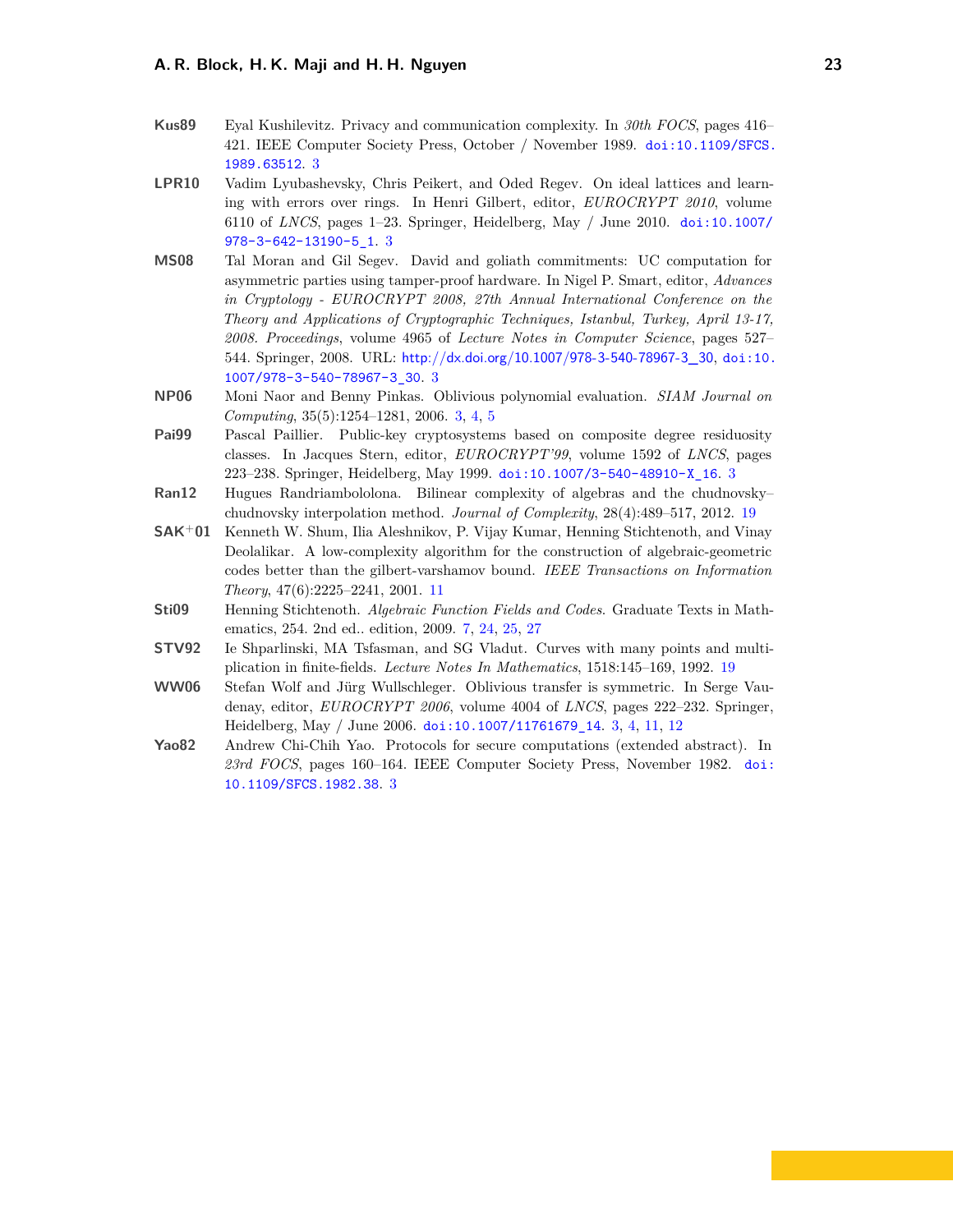**Kus89** Eyal Kushilevitz. Privacy and communication complexity. In *30th FOCS*, pages 416–421. IEEE Computer Society Press, October / November 1989. doi:10.1109/SFCS.1989.63512. 3

**LPR10** Vadim Lyubashevsky, Chris Peikert, and Oded Regev. On ideal lattices and learning with errors over rings. In Henri Gilbert, editor, *EUROCRYPT 2010*, volume 6110 of *LNCS*, pages 1–23. Springer, Heidelberg, May / June 2010. doi:10.1007/978-3-642-13190-5_1. 3

**MS08** Tal Moran and Gil Segev. David and goliath commitments: UC computation for asymmetric parties using tamper-proof hardware. In Nigel P. Smart, editor, *Advances in Cryptology - EUROCRYPT 2008, 27th Annual International Conference on the Theory and Applications of Cryptographic Techniques, Istanbul, Turkey, April 13-17, 2008. Proceedings*, volume 4965 of *Lecture Notes in Computer Science*, pages 527–544. Springer, 2008. URL: http://dx.doi.org/10.1007/978-3-540-78967-3_30, doi:10.1007/978-3-540-78967-3_30. 3

**NP06** Moni Naor and Benny Pinkas. Oblivious polynomial evaluation. *SIAM Journal on Computing*, 35(5):1254–1281, 2006. 3, 4, 5

**Pai99** Pascal Paillier. Public-key cryptosystems based on composite degree residuosity classes. In Jacques Stern, editor, *EUROCRYPT'99*, volume 1592 of *LNCS*, pages 223–238. Springer, Heidelberg, May 1999. doi:10.1007/3-540-48910-X_16. 3

**Ran12** Hugues Randriambololona. Bilinear complexity of algebras and the chudnovsky–chudnovsky interpolation method. *Journal of Complexity*, 28(4):489–517, 2012. 19

**SAK+01** Kenneth W. Shum, Ilia Aleshnikov, P. Vijay Kumar, Henning Stichtenoth, and Vinay Deolalikar. A low-complexity algorithm for the construction of algebraic-geometric codes better than the gilbert-varshamov bound. *IEEE Transactions on Information Theory*, 47(6):2225–2241, 2001. 11

**Sti09** Henning Stichtenoth. *Algebraic Function Fields and Codes*. Graduate Texts in Mathematics, 254. 2nd ed.. edition, 2009. 7, 24, 25, 27

**STV92** Ie Shparlinski, MA Tsfasman, and SG Vladut. Curves with many points and multiplication in finite-fields. *Lecture Notes In Mathematics*, 1518:145–169, 1992. 19

**WW06** Stefan Wolf and Jürg Wullschleger. Oblivious transfer is symmetric. In Serge Vaudenay, editor, *EUROCRYPT 2006*, volume 4004 of *LNCS*, pages 222–232. Springer, Heidelberg, May / June 2006. doi:10.1007/11761679_14. 3, 4, 11, 12

**Yao82** Andrew Chi-Chih Yao. Protocols for secure computations (extended abstract). In *23rd FOCS*, pages 160–164. IEEE Computer Society Press, November 1982. doi:10.1109/SFCS.1982.38. 3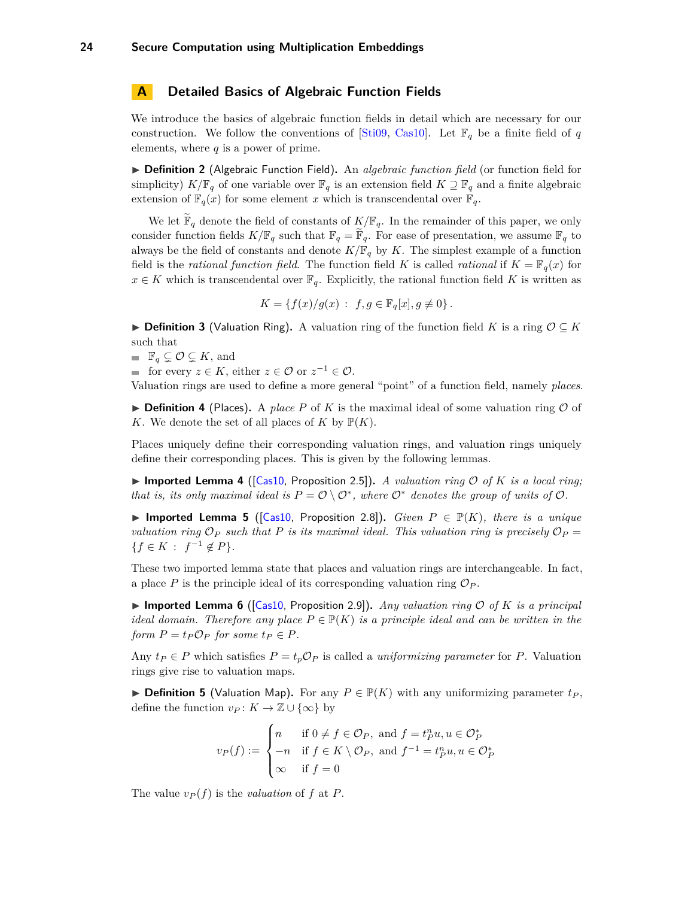## A Detailed Basics of Algebraic Function Fields

We introduce the basics of algebraic function fields in detail which are necessary for our construction. We follow the conventions of [Sti09, Cas10]. Let $\mathbb{F}_q$ be a finite field of $q$ elements, where $q$ is a power of prime.

▶ **Definition 2** (Algebraic Function Field). An *algebraic function field* (or function field for simplicity) $K/\mathbb{F}_q$ of one variable over $\mathbb{F}_q$ is an extension field $K \supseteq \mathbb{F}_q$ and a finite algebraic extension of $\mathbb{F}_q(x)$ for some element $x$ which is transcendental over $\mathbb{F}_q$.

We let $\widetilde{\mathbb{F}}_q$ denote the field of constants of $K/\mathbb{F}_q$. In the remainder of this paper, we only consider function fields $K/\mathbb{F}_q$ such that $\mathbb{F}_q = \widetilde{\mathbb{F}}_q$. For ease of presentation, we assume $\mathbb{F}_q$ to always be the field of constants and denote $K/\mathbb{F}_q$ by $K$. The simplest example of a function field is the *rational function field*. The function field $K$ is called *rational* if $K = \mathbb{F}_q(x)$ for $x \in K$ which is transcendental over $\mathbb{F}_q$. Explicitly, the rational function field $K$ is written as

$$K = \{f(x)/g(x) : \; f, g \in \mathbb{F}_q[x], g \not\equiv 0\}.$$

▶ **Definition 3** (Valuation Ring). A valuation ring of the function field $K$ is a ring $\mathcal{O} \subseteq K$ such that

- $\mathbb{F}_q \subsetneq \mathcal{O} \subsetneq K$, and
- for every $z \in K$, either $z \in \mathcal{O}$ or $z^{-1} \in \mathcal{O}$.

Valuation rings are used to define a more general "point" of a function field, namely *places*.

▶ **Definition 4** (Places). A *place* $P$ of $K$ is the maximal ideal of some valuation ring $\mathcal{O}$ of $K$. We denote the set of all places of $K$ by $\mathbb{P}(K)$.

Places uniquely define their corresponding valuation rings, and valuation rings uniquely define their corresponding places. This is given by the following lemmas.

▶ **Imported Lemma 4** ([Cas10, Proposition 2.5]). *A valuation ring $\mathcal{O}$ of $K$ is a local ring; that is, its only maximal ideal is $P = \mathcal{O} \setminus \mathcal{O}^*$, where $\mathcal{O}^*$ denotes the group of units of $\mathcal{O}$.*

▶ **Imported Lemma 5** ([Cas10, Proposition 2.8]). *Given $P \in \mathbb{P}(K)$, there is a unique valuation ring $\mathcal{O}_P$ such that $P$ is its maximal ideal. This valuation ring is precisely $\mathcal{O}_P = \{f \in K : \; f^{-1} \notin P\}$.*

These two imported lemma state that places and valuation rings are interchangeable. In fact, a place $P$ is the principle ideal of its corresponding valuation ring $\mathcal{O}_P$.

▶ **Imported Lemma 6** ([Cas10, Proposition 2.9]). *Any valuation ring $\mathcal{O}$ of $K$ is a principal ideal domain. Therefore any place $P \in \mathbb{P}(K)$ is a principle ideal and can be written in the form $P = t_P\mathcal{O}_P$ for some $t_P \in P$.*

Any $t_P \in P$ which satisfies $P = t_p\mathcal{O}_P$ is called a *uniformizing parameter* for $P$. Valuation rings give rise to valuation maps.

▶ **Definition 5** (Valuation Map). For any $P \in \mathbb{P}(K)$ with any uniformizing parameter $t_P$, define the function $v_P : K \to \mathbb{Z} \cup \{\infty\}$ by

$$v_P(f) := \begin{cases} n & \text{if } 0 \neq f \in \mathcal{O}_P, \text{ and } f = t_P^n u, u \in \mathcal{O}_P^* \\ -n & \text{if } f \in K \setminus \mathcal{O}_P, \text{ and } f^{-1} = t_P^n u, u \in \mathcal{O}_P^* \\ \infty & \text{if } f = 0 \end{cases}$$

The value $v_P(f)$ is the *valuation* of $f$ at $P$.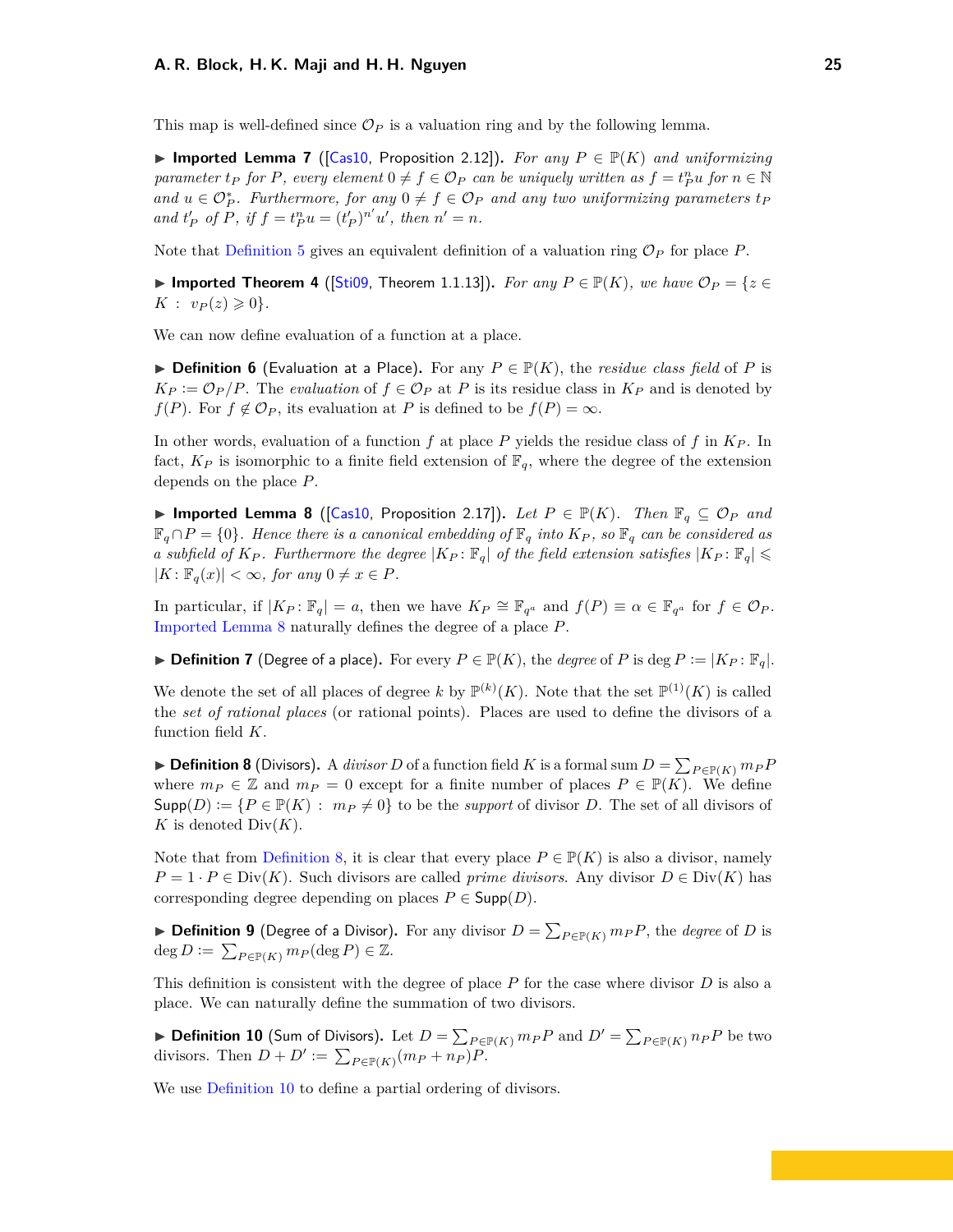This map is well-defined since $\mathcal{O}_P$ is a valuation ring and by the following lemma.

▶ **Imported Lemma 7** ([Cas10, Proposition 2.12]). *For any $P \in \mathbb{P}(K)$ and uniformizing parameter $t_P$ for $P$, every element $0 \neq f \in \mathcal{O}_P$ can be uniquely written as $f = t_P^n u$ for $n \in \mathbb{N}$ and $u \in \mathcal{O}_P^*$. Furthermore, for any $0 \neq f \in \mathcal{O}_P$ and any two uniformizing parameters $t_P$ and $t'_P$ of $P$, if $f = t_P^n u = (t'_P)^{n'} u'$, then $n' = n$.*

Note that Definition 5 gives an equivalent definition of a valuation ring $\mathcal{O}_P$ for place $P$.

▶ **Imported Theorem 4** ([Sti09, Theorem 1.1.13]). *For any $P \in \mathbb{P}(K)$, we have $\mathcal{O}_P = \{z \in K \ : \ v_P(z) \geqslant 0\}$.*

We can now define evaluation of a function at a place.

▶ **Definition 6** (Evaluation at a Place). For any $P \in \mathbb{P}(K)$, the *residue class field* of $P$ is $K_P := \mathcal{O}_P/P$. The *evaluation* of $f \in \mathcal{O}_P$ at $P$ is its residue class in $K_P$ and is denoted by $f(P)$. For $f \notin \mathcal{O}_P$, its evaluation at $P$ is defined to be $f(P) = \infty$.

In other words, evaluation of a function $f$ at place $P$ yields the residue class of $f$ in $K_P$. In fact, $K_P$ is isomorphic to a finite field extension of $\mathbb{F}_q$, where the degree of the extension depends on the place $P$.

▶ **Imported Lemma 8** ([Cas10, Proposition 2.17]). *Let $P \in \mathbb{P}(K)$. Then $\mathbb{F}_q \subseteq \mathcal{O}_P$ and $\mathbb{F}_q \cap P = \{0\}$. Hence there is a canonical embedding of $\mathbb{F}_q$ into $K_P$, so $\mathbb{F}_q$ can be considered as a subfield of $K_P$. Furthermore the degree $|K_P \colon \mathbb{F}_q|$ of the field extension satisfies $|K_P \colon \mathbb{F}_q| \leqslant |K \colon \mathbb{F}_q(x)| < \infty$, for any $0 \neq x \in P$.*

In particular, if $|K_P \colon \mathbb{F}_q| = a$, then we have $K_P \cong \mathbb{F}_{q^a}$ and $f(P) \equiv \alpha \in \mathbb{F}_{q^a}$ for $f \in \mathcal{O}_P$. Imported Lemma 8 naturally defines the degree of a place $P$.

▶ **Definition 7** (Degree of a place). For every $P \in \mathbb{P}(K)$, the *degree* of $P$ is $\deg P := |K_P \colon \mathbb{F}_q|$.

We denote the set of all places of degree $k$ by $\mathbb{P}^{(k)}(K)$. Note that the set $\mathbb{P}^{(1)}(K)$ is called the *set of rational places* (or rational points). Places are used to define the divisors of a function field $K$.

▶ **Definition 8** (Divisors). A *divisor* $D$ of a function field $K$ is a formal sum $D = \sum_{P \in \mathbb{P}(K)} m_P P$ where $m_P \in \mathbb{Z}$ and $m_P = 0$ except for a finite number of places $P \in \mathbb{P}(K)$. We define $\mathsf{Supp}(D) := \{P \in \mathbb{P}(K) \ : \ m_P \neq 0\}$ to be the *support* of divisor $D$. The set of all divisors of $K$ is denoted $\mathrm{Div}(K)$.

Note that from Definition 8, it is clear that every place $P \in \mathbb{P}(K)$ is also a divisor, namely $P = 1 \cdot P \in \mathrm{Div}(K)$. Such divisors are called *prime divisors*. Any divisor $D \in \mathrm{Div}(K)$ has corresponding degree depending on places $P \in \mathsf{Supp}(D)$.

▶ **Definition 9** (Degree of a Divisor). For any divisor $D = \sum_{P \in \mathbb{P}(K)} m_P P$, the *degree* of $D$ is $\deg D := \sum_{P \in \mathbb{P}(K)} m_P (\deg P) \in \mathbb{Z}$.

This definition is consistent with the degree of place $P$ for the case where divisor $D$ is also a place. We can naturally define the summation of two divisors.

▶ **Definition 10** (Sum of Divisors). Let $D = \sum_{P \in \mathbb{P}(K)} m_P P$ and $D' = \sum_{P \in \mathbb{P}(K)} n_P P$ be two divisors. Then $D + D' := \sum_{P \in \mathbb{P}(K)} (m_P + n_P) P$.

We use Definition 10 to define a partial ordering of divisors.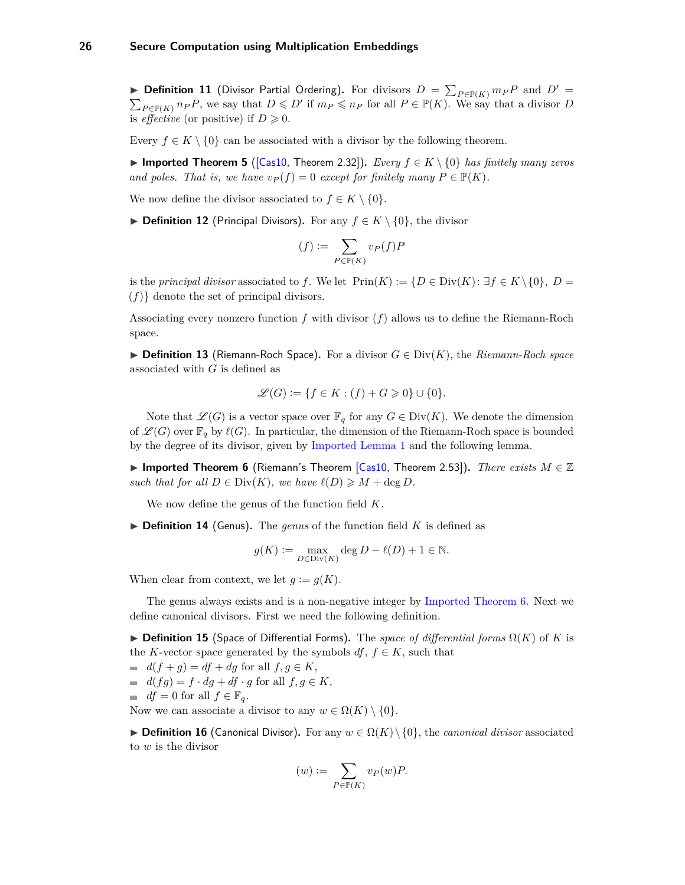▶ **Definition 11** (Divisor Partial Ordering). For divisors $D = \sum_{P\in\mathbb{P}(K)} m_P P$ and $D' = \sum_{P\in\mathbb{P}(K)} n_P P$, we say that $D \leqslant D'$ if $m_P \leqslant n_P$ for all $P \in \mathbb{P}(K)$. We say that a divisor $D$ is *effective* (or positive) if $D \geqslant 0$.

Every $f \in K \setminus \{0\}$ can be associated with a divisor by the following theorem.

▶ **Imported Theorem 5** ([Cas10, Theorem 2.32]). *Every $f \in K \setminus \{0\}$ has finitely many zeros and poles. That is, we have $v_P(f) = 0$ except for finitely many $P \in \mathbb{P}(K)$.*

We now define the divisor associated to $f \in K \setminus \{0\}$.

▶ **Definition 12** (Principal Divisors). For any $f \in K \setminus \{0\}$, the divisor

$$(f) := \sum_{P\in\mathbb{P}(K)} v_P(f)P$$

is the *principal divisor* associated to $f$. We let $\mathrm{Prin}(K) := \{D \in \mathrm{Div}(K) : \exists f \in K\setminus\{0\},\ D = (f)\}$ denote the set of principal divisors.

Associating every nonzero function $f$ with divisor $(f)$ allows us to define the Riemann-Roch space.

▶ **Definition 13** (Riemann-Roch Space). For a divisor $G \in \mathrm{Div}(K)$, the *Riemann-Roch space* associated with $G$ is defined as

$$\mathscr{L}(G) := \{f \in K : (f) + G \geqslant 0\} \cup \{0\}.$$

Note that $\mathscr{L}(G)$ is a vector space over $\mathbb{F}_q$ for any $G \in \mathrm{Div}(K)$. We denote the dimension of $\mathscr{L}(G)$ over $\mathbb{F}_q$ by $\ell(G)$. In particular, the dimension of the Riemann-Roch space is bounded by the degree of its divisor, given by Imported Lemma 1 and the following lemma.

▶ **Imported Theorem 6** (Riemann's Theorem [Cas10, Theorem 2.53]). *There exists $M \in \mathbb{Z}$ such that for all $D \in \mathrm{Div}(K)$, we have $\ell(D) \geqslant M + \deg D$.*

We now define the genus of the function field $K$.

▶ **Definition 14** (Genus). The *genus* of the function field $K$ is defined as

$$g(K) := \max_{D\in\mathrm{Div}(K)} \deg D - \ell(D) + 1 \in \mathbb{N}.$$

When clear from context, we let $g := g(K)$.

The genus always exists and is a non-negative integer by Imported Theorem 6. Next we define canonical divisors. First we need the following definition.

▶ **Definition 15** (Space of Differential Forms). The *space of differential forms* $\Omega(K)$ of $K$ is the $K$-vector space generated by the symbols $df$, $f \in K$, such that

- $d(f + g) = df + dg$ for all $f, g \in K$,
- $d(fg) = f \cdot dg + df \cdot g$ for all $f, g \in K$,
- $df = 0$ for all $f \in \mathbb{F}_q$.

Now we can associate a divisor to any $w \in \Omega(K) \setminus \{0\}$.

▶ **Definition 16** (Canonical Divisor). For any $w \in \Omega(K)\setminus\{0\}$, the *canonical divisor* associated to $w$ is the divisor

$$(w) := \sum_{P\in\mathbb{P}(K)} v_P(w)P.$$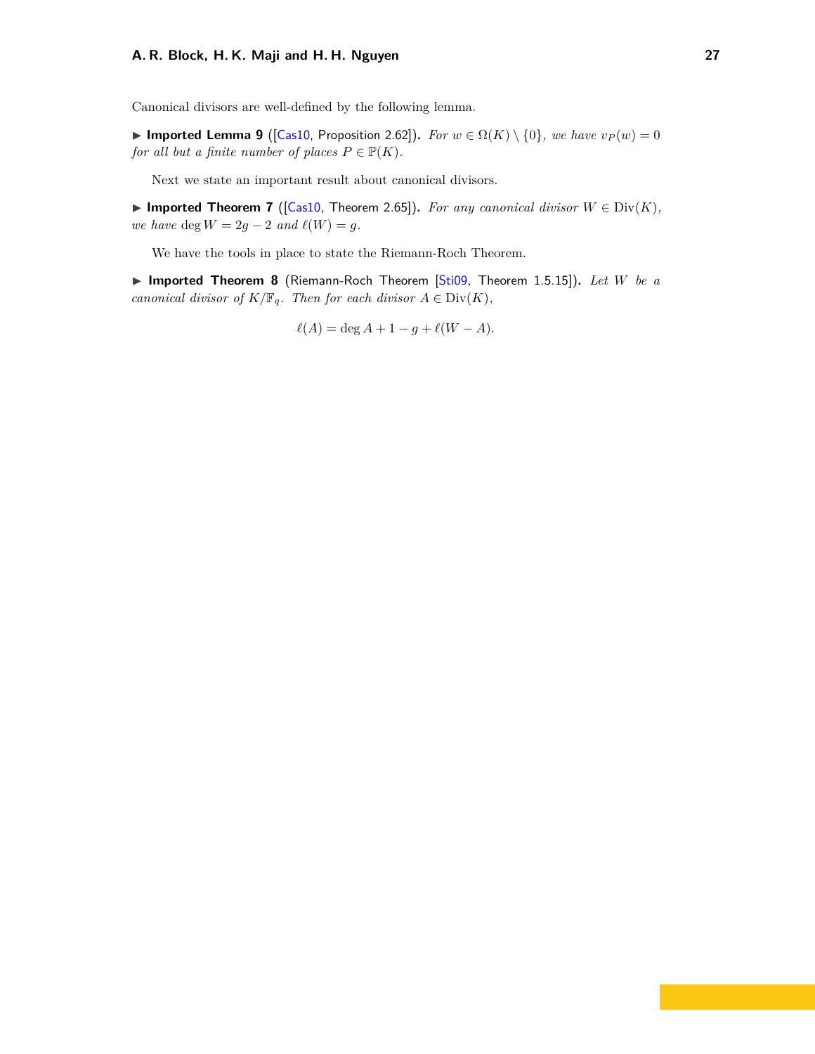Canonical divisors are well-defined by the following lemma.

▶ **Imported Lemma 9** ([Cas10, Proposition 2.62]). *For $w \in \Omega(K) \setminus \{0\}$, we have $v_P(w) = 0$ for all but a finite number of places $P \in \mathbb{P}(K)$.*

Next we state an important result about canonical divisors.

▶ **Imported Theorem 7** ([Cas10, Theorem 2.65]). *For any canonical divisor $W \in \mathrm{Div}(K)$, we have $\deg W = 2g - 2$ and $\ell(W) = g$.*

We have the tools in place to state the Riemann-Roch Theorem.

▶ **Imported Theorem 8** (Riemann-Roch Theorem [Sti09, Theorem 1.5.15]). *Let $W$ be a canonical divisor of $K/\mathbb{F}_q$. Then for each divisor $A \in \mathrm{Div}(K)$,*

$$\ell(A) = \deg A + 1 - g + \ell(W - A).$$